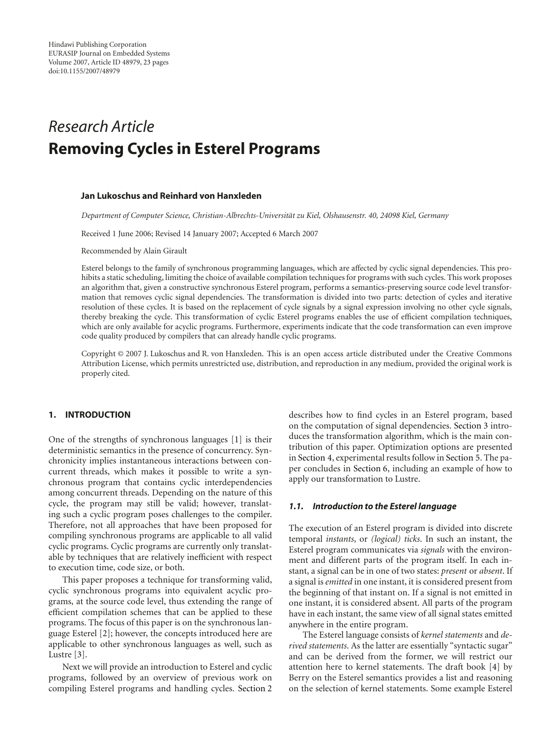Hindawi Publishing Corporation
EURASIP Journal on Embedded Systems
Volume 2007, Article ID 48979, 23 pages
doi:10.1155/2007/48979

*Research Article*

# Removing Cycles in Esterel Programs

**Jan Lukoschus and Reinhard von Hanxleden**

*Department of Computer Science, Christian-Albrechts-Universität zu Kiel, Olshausenstr. 40, 24098 Kiel, Germany*

Received 1 June 2006; Revised 14 January 2007; Accepted 6 March 2007

Recommended by Alain Girault

Esterel belongs to the family of synchronous programming languages, which are affected by cyclic signal dependencies. This prohibits a static scheduling, limiting the choice of available compilation techniques for programs with such cycles. This work proposes an algorithm that, given a constructive synchronous Esterel program, performs a semantics-preserving source code level transformation that removes cyclic signal dependencies. The transformation is divided into two parts: detection of cycles and iterative resolution of these cycles. It is based on the replacement of cycle signals by a signal expression involving no other cycle signals, thereby breaking the cycle. This transformation of cyclic Esterel programs enables the use of efficient compilation techniques, which are only available for acyclic programs. Furthermore, experiments indicate that the code transformation can even improve code quality produced by compilers that can already handle cyclic programs.

Copyright © 2007 J. Lukoschus and R. von Hanxleden. This is an open access article distributed under the Creative Commons Attribution License, which permits unrestricted use, distribution, and reproduction in any medium, provided the original work is properly cited.

## 1. INTRODUCTION

One of the strengths of synchronous languages [1] is their deterministic semantics in the presence of concurrency. Synchronicity implies instantaneous interactions between concurrent threads, which makes it possible to write a synchronous program that contains cyclic interdependencies among concurrent threads. Depending on the nature of this cycle, the program may still be valid; however, translating such a cyclic program poses challenges to the compiler. Therefore, not all approaches that have been proposed for compiling synchronous programs are applicable to all valid cyclic programs. Cyclic programs are currently only translatable by techniques that are relatively inefficient with respect to execution time, code size, or both.

This paper proposes a technique for transforming valid, cyclic synchronous programs into equivalent acyclic programs, at the source code level, thus extending the range of efficient compilation schemes that can be applied to these programs. The focus of this paper is on the synchronous language Esterel [2]; however, the concepts introduced here are applicable to other synchronous languages as well, such as Lustre [3].

Next we will provide an introduction to Esterel and cyclic programs, followed by an overview of previous work on compiling Esterel programs and handling cycles. Section 2 describes how to find cycles in an Esterel program, based on the computation of signal dependencies. Section 3 introduces the transformation algorithm, which is the main contribution of this paper. Optimization options are presented in Section 4, experimental results follow in Section 5. The paper concludes in Section 6, including an example of how to apply our transformation to Lustre.

### *1.1. Introduction to the Esterel language*

The execution of an Esterel program is divided into discrete temporal *instants*, or *(logical) ticks*. In such an instant, the Esterel program communicates via *signals* with the environment and different parts of the program itself. In each instant, a signal can be in one of two states: *present* or *absent*. If a signal is *emitted* in one instant, it is considered present from the beginning of that instant on. If a signal is not emitted in one instant, it is considered absent. All parts of the program have in each instant, the same view of all signal states emitted anywhere in the entire program.

The Esterel language consists of *kernel statements* and *derived statements*. As the latter are essentially "syntactic sugar" and can be derived from the former, we will restrict our attention here to kernel statements. The draft book [4] by Berry on the Esterel semantics provides a list and reasoning on the selection of kernel statements. Some example Esterel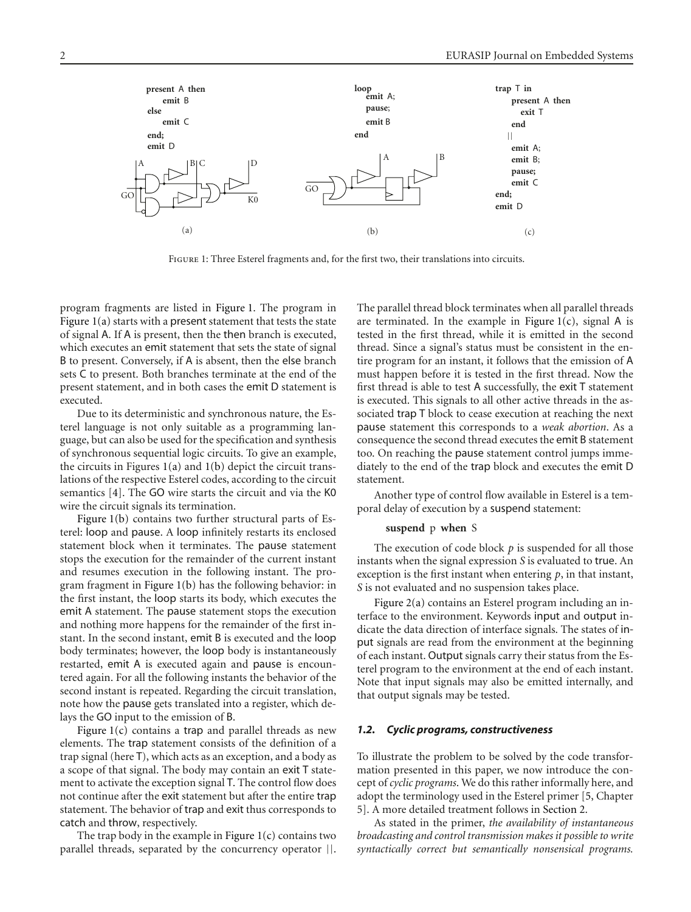```
present A then
    emit B
else
    emit C
end;
emit D
```

(a)

```
loop
  emit A;
  pause;
  emit B
end
```

(b)

```
trap T in
    present A then
      exit T
    end
  ||
    emit A;
    emit B;
    pause;
    emit C
end;
emit D
```

(c)

Figure 1: Three Esterel fragments and, for the first two, their translations into circuits.

program fragments are listed in Figure 1. The program in Figure 1(a) starts with a present statement that tests the state of signal A. If A is present, then the then branch is executed, which executes an emit statement that sets the state of signal B to present. Conversely, if A is absent, then the else branch sets C to present. Both branches terminate at the end of the present statement, and in both cases the emit D statement is executed.

Due to its deterministic and synchronous nature, the Esterel language is not only suitable as a programming language, but can also be used for the specification and synthesis of synchronous sequential logic circuits. To give an example, the circuits in Figures 1(a) and 1(b) depict the circuit translations of the respective Esterel codes, according to the circuit semantics [4]. The GO wire starts the circuit and via the K0 wire the circuit signals its termination.

Figure 1(b) contains two further structural parts of Esterel: loop and pause. A loop infinitely restarts its enclosed statement block when it terminates. The pause statement stops the execution for the remainder of the current instant and resumes execution in the following instant. The program fragment in Figure 1(b) has the following behavior: in the first instant, the loop starts its body, which executes the emit A statement. The pause statement stops the execution and nothing more happens for the remainder of the first instant. In the second instant, emit B is executed and the loop body terminates; however, the loop body is instantaneously restarted, emit A is executed again and pause is encountered again. For all the following instants the behavior of the second instant is repeated. Regarding the circuit translation, note how the pause gets translated into a register, which delays the GO input to the emission of B.

Figure 1(c) contains a trap and parallel threads as new elements. The trap statement consists of the definition of a trap signal (here T), which acts as an exception, and a body as a scope of that signal. The body may contain an exit T statement to activate the exception signal T. The control flow does not continue after the exit statement but after the entire trap statement. The behavior of trap and exit thus corresponds to catch and throw, respectively.

The trap body in the example in Figure 1(c) contains two parallel threads, separated by the concurrency operator ||. The parallel thread block terminates when all parallel threads are terminated. In the example in Figure 1(c), signal A is tested in the first thread, while it is emitted in the second thread. Since a signal's status must be consistent in the entire program for an instant, it follows that the emission of A must happen before it is tested in the first thread. Now the first thread is able to test A successfully, the exit T statement is executed. This signals to all other active threads in the associated trap T block to cease execution at reaching the next pause statement this corresponds to a *weak abortion*. As a consequence the second thread executes the emit B statement too. On reaching the pause statement control jumps immediately to the end of the trap block and executes the emit D statement.

Another type of control flow available in Esterel is a temporal delay of execution by a suspend statement:

**suspend** p **when** S

The execution of code block *p* is suspended for all those instants when the signal expression *S* is evaluated to true. An exception is the first instant when entering *p*, in that instant, *S* is not evaluated and no suspension takes place.

Figure 2(a) contains an Esterel program including an interface to the environment. Keywords input and output indicate the data direction of interface signals. The states of input signals are read from the environment at the beginning of each instant. Output signals carry their status from the Esterel program to the environment at the end of each instant. Note that input signals may also be emitted internally, and that output signals may be tested.

### *1.2. Cyclic programs, constructiveness*

To illustrate the problem to be solved by the code transformation presented in this paper, we now introduce the concept of *cyclic programs*. We do this rather informally here, and adopt the terminology used in the Esterel primer [5, Chapter 5]. A more detailed treatment follows in Section 2.

As stated in the primer, *the availability of instantaneous broadcasting and control transmission makes it possible to write syntactically correct but semantically nonsensical programs.*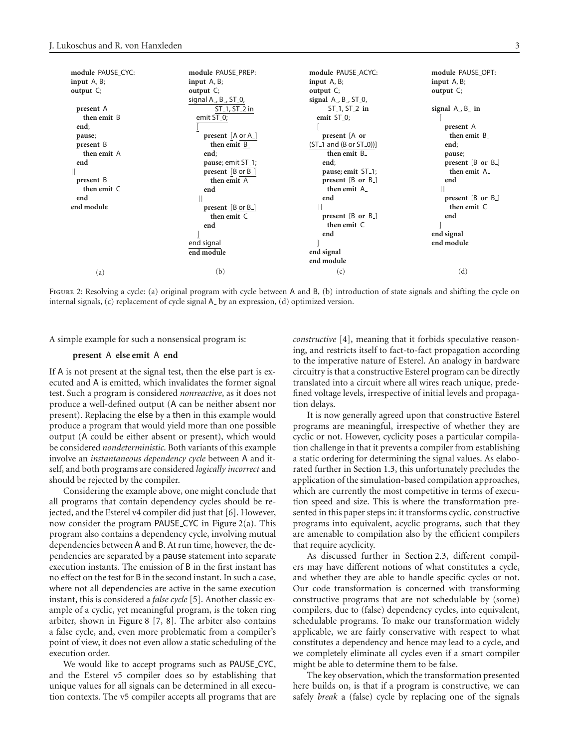```
module PAUSE_CYC:
input A, B;
output C;

  present A
    then emit B
  end;
  pause;
  present B
    then emit A
  end
||
  present B
    then emit C
  end
end module
```

(a)

```
module PAUSE_PREP:
input A, B;
output C;
signal A_, B_, ST_0,
        ST_1, ST_2 in
  emit ST_0;
  [
    present [A or A_]
      then emit B_
    end;
    pause; emit ST_1;
    present [B or B_]
      then emit A_
    end
  ||
    present [B or B_]
      then emit C
    end
  ]
end signal
end module
```

(b)

```
module PAUSE_ACYC:
input A, B;
output C;
signal A_, B_, ST_0,
        ST_1, ST_2 in
  emit ST_0;
  [
    present [A or
(ST_1 and (B or ST_0))]
      then emit B_
    end;
    pause; emit ST_1;
    present [B or B_]
      then emit A_
    end
  ||
    present [B or B_]
      then emit C
    end
  ]
end signal
end module
```

(c)

```
module PAUSE_OPT:
input A, B;
output C;

signal A_, B_ in
  [
    present A
      then emit B_
    end;
    pause;
    present [B or B_]
      then emit A_
    end
  ||
    present [B or B_]
      then emit C
    end
  ]
end signal
end module
```

(d)

FIGURE 2: Resolving a cycle: (a) original program with cycle between A and B, (b) introduction of state signals and shifting the cycle on internal signals, (c) replacement of cycle signal A_ by an expression, (d) optimized version.

A simple example for such a nonsensical program is:

```
present A else emit A end
```

If A is not present at the signal test, then the else part is executed and A is emitted, which invalidates the former signal test. Such a program is considered *nonreactive*, as it does not produce a well-defined output (A can be neither absent nor present). Replacing the else by a then in this example would produce a program that would yield more than one possible output (A could be either absent or present), which would be considered *nondeterministic*. Both variants of this example involve an *instantaneous dependency cycle* between A and itself, and both programs are considered *logically incorrect* and should be rejected by the compiler.

Considering the example above, one might conclude that all programs that contain dependency cycles should be rejected, and the Esterel v4 compiler did just that [6]. However, now consider the program PAUSE_CYC in Figure 2(a). This program also contains a dependency cycle, involving mutual dependencies between A and B. At run time, however, the dependencies are separated by a pause statement into separate execution instants. The emission of B in the first instant has no effect on the test for B in the second instant. In such a case, where not all dependencies are active in the same execution instant, this is considered a *false cycle* [5]. Another classic example of a cyclic, yet meaningful program, is the token ring arbiter, shown in Figure 8 [7, 8]. The arbiter also contains a false cycle, and, even more problematic from a compiler's point of view, it does not even allow a static scheduling of the execution order.

We would like to accept programs such as PAUSE_CYC, and the Esterel v5 compiler does so by establishing that unique values for all signals can be determined in all execution contexts. The v5 compiler accepts all programs that are *constructive* [4], meaning that it forbids speculative reasoning, and restricts itself to fact-to-fact propagation according to the imperative nature of Esterel. An analogy in hardware circuitry is that a constructive Esterel program can be directly translated into a circuit where all wires reach unique, predefined voltage levels, irrespective of initial levels and propagation delays.

It is now generally agreed upon that constructive Esterel programs are meaningful, irrespective of whether they are cyclic or not. However, cyclicity poses a particular compilation challenge in that it prevents a compiler from establishing a static ordering for determining the signal values. As elaborated further in Section 1.3, this unfortunately precludes the application of the simulation-based compilation approaches, which are currently the most competitive in terms of execution speed and size. This is where the transformation presented in this paper steps in: it transforms cyclic, constructive programs into equivalent, acyclic programs, such that they are amenable to compilation also by the efficient compilers that require acyclicity.

As discussed further in Section 2.3, different compilers may have different notions of what constitutes a cycle, and whether they are able to handle specific cycles or not. Our code transformation is concerned with transforming constructive programs that are not schedulable by (some) compilers, due to (false) dependency cycles, into equivalent, schedulable programs. To make our transformation widely applicable, we are fairly conservative with respect to what constitutes a dependency and hence may lead to a cycle, and we completely eliminate all cycles even if a smart compiler might be able to determine them to be false.

The key observation, which the transformation presented here builds on, is that if a program is constructive, we can safely *break* a (false) cycle by replacing one of the signals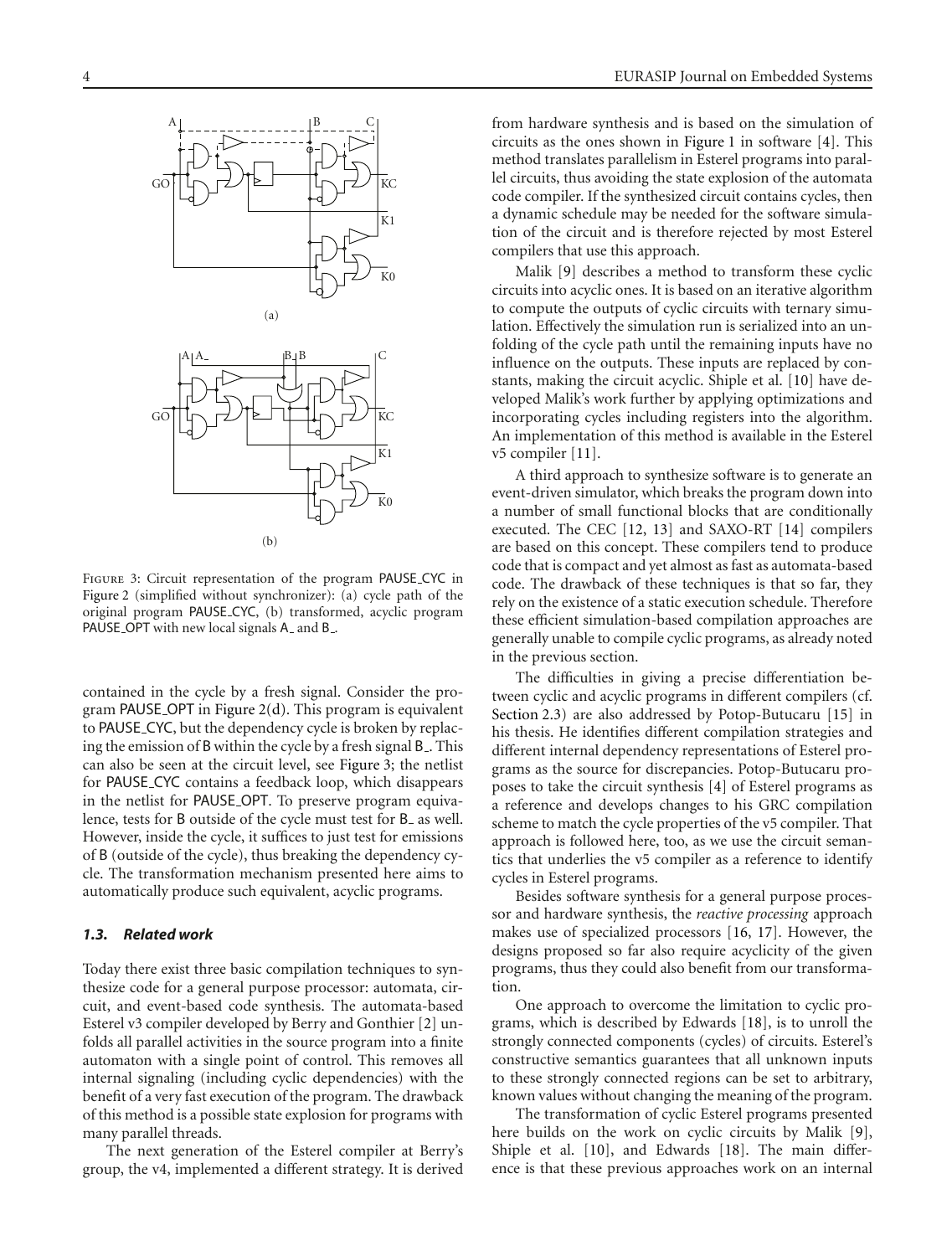FIGURE 3: Circuit representation of the program PAUSE_CYC in Figure 2 (simplified without synchronizer): (a) cycle path of the original program PAUSE_CYC, (b) transformed, acyclic program PAUSE_OPT with new local signals A_ and B_.

contained in the cycle by a fresh signal. Consider the program PAUSE_OPT in Figure 2(d). This program is equivalent to PAUSE_CYC, but the dependency cycle is broken by replacing the emission of B within the cycle by a fresh signal B_. This can also be seen at the circuit level, see Figure 3; the netlist for PAUSE_CYC contains a feedback loop, which disappears in the netlist for PAUSE_OPT. To preserve program equivalence, tests for B outside of the cycle must test for B_ as well. However, inside the cycle, it suffices to just test for emissions of B (outside of the cycle), thus breaking the dependency cycle. The transformation mechanism presented here aims to automatically produce such equivalent, acyclic programs.

### 1.3. Related work

Today there exist three basic compilation techniques to synthesize code for a general purpose processor: automata, circuit, and event-based code synthesis. The automata-based Esterel v3 compiler developed by Berry and Gonthier [2] unfolds all parallel activities in the source program into a finite automaton with a single point of control. This removes all internal signaling (including cyclic dependencies) with the benefit of a very fast execution of the program. The drawback of this method is a possible state explosion for programs with many parallel threads.

The next generation of the Esterel compiler at Berry's group, the v4, implemented a different strategy. It is derived from hardware synthesis and is based on the simulation of circuits as the ones shown in Figure 1 in software [4]. This method translates parallelism in Esterel programs into parallel circuits, thus avoiding the state explosion of the automata code compiler. If the synthesized circuit contains cycles, then a dynamic schedule may be needed for the software simulation of the circuit and is therefore rejected by most Esterel compilers that use this approach.

Malik [9] describes a method to transform these cyclic circuits into acyclic ones. It is based on an iterative algorithm to compute the outputs of cyclic circuits with ternary simulation. Effectively the simulation run is serialized into an unfolding of the cycle path until the remaining inputs have no influence on the outputs. These inputs are replaced by constants, making the circuit acyclic. Shiple et al. [10] have developed Malik's work further by applying optimizations and incorporating cycles including registers into the algorithm. An implementation of this method is available in the Esterel v5 compiler [11].

A third approach to synthesize software is to generate an event-driven simulator, which breaks the program down into a number of small functional blocks that are conditionally executed. The CEC [12, 13] and SAXO-RT [14] compilers are based on this concept. These compilers tend to produce code that is compact and yet almost as fast as automata-based code. The drawback of these techniques is that so far, they rely on the existence of a static execution schedule. Therefore these efficient simulation-based compilation approaches are generally unable to compile cyclic programs, as already noted in the previous section.

The difficulties in giving a precise differentiation between cyclic and acyclic programs in different compilers (cf. Section 2.3) are also addressed by Potop-Butucaru [15] in his thesis. He identifies different compilation strategies and different internal dependency representations of Esterel programs as the source for discrepancies. Potop-Butucaru proposes to take the circuit synthesis [4] of Esterel programs as a reference and develops changes to his GRC compilation scheme to match the cycle properties of the v5 compiler. That approach is followed here, too, as we use the circuit semantics that underlies the v5 compiler as a reference to identify cycles in Esterel programs.

Besides software synthesis for a general purpose processor and hardware synthesis, the *reactive processing* approach makes use of specialized processors [16, 17]. However, the designs proposed so far also require acyclicity of the given programs, thus they could also benefit from our transformation.

One approach to overcome the limitation to cyclic programs, which is described by Edwards [18], is to unroll the strongly connected components (cycles) of circuits. Esterel's constructive semantics guarantees that all unknown inputs to these strongly connected regions can be set to arbitrary, known values without changing the meaning of the program.

The transformation of cyclic Esterel programs presented here builds on the work on cyclic circuits by Malik [9], Shiple et al. [10], and Edwards [18]. The main difference is that these previous approaches work on an internal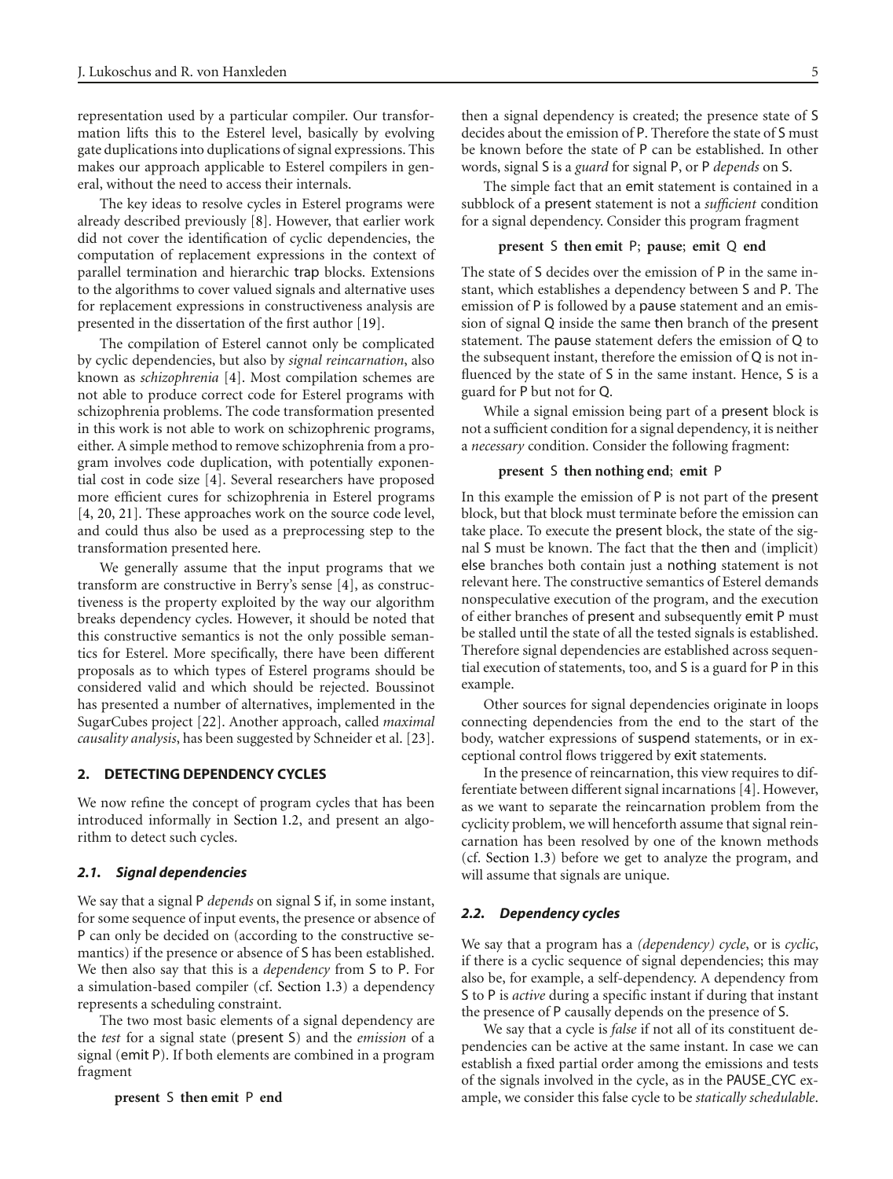representation used by a particular compiler. Our transformation lifts this to the Esterel level, basically by evolving gate duplications into duplications of signal expressions. This makes our approach applicable to Esterel compilers in general, without the need to access their internals.

The key ideas to resolve cycles in Esterel programs were already described previously [8]. However, that earlier work did not cover the identification of cyclic dependencies, the computation of replacement expressions in the context of parallel termination and hierarchic trap blocks. Extensions to the algorithms to cover valued signals and alternative uses for replacement expressions in constructiveness analysis are presented in the dissertation of the first author [19].

The compilation of Esterel cannot only be complicated by cyclic dependencies, but also by *signal reincarnation*, also known as *schizophrenia* [4]. Most compilation schemes are not able to produce correct code for Esterel programs with schizophrenia problems. The code transformation presented in this work is not able to work on schizophrenic programs, either. A simple method to remove schizophrenia from a program involves code duplication, with potentially exponential cost in code size [4]. Several researchers have proposed more efficient cures for schizophrenia in Esterel programs [4, 20, 21]. These approaches work on the source code level, and could thus also be used as a preprocessing step to the transformation presented here.

We generally assume that the input programs that we transform are constructive in Berry's sense [4], as constructiveness is the property exploited by the way our algorithm breaks dependency cycles. However, it should be noted that this constructive semantics is not the only possible semantics for Esterel. More specifically, there have been different proposals as to which types of Esterel programs should be considered valid and which should be rejected. Boussinot has presented a number of alternatives, implemented in the SugarCubes project [22]. Another approach, called *maximal causality analysis*, has been suggested by Schneider et al. [23].

## 2. DETECTING DEPENDENCY CYCLES

We now refine the concept of program cycles that has been introduced informally in Section 1.2, and present an algorithm to detect such cycles.

### 2.1. Signal dependencies

We say that a signal P *depends* on signal S if, in some instant, for some sequence of input events, the presence or absence of P can only be decided on (according to the constructive semantics) if the presence or absence of S has been established. We then also say that this is a *dependency* from S to P. For a simulation-based compiler (cf. Section 1.3) a dependency represents a scheduling constraint.

The two most basic elements of a signal dependency are the *test* for a signal state (present S) and the *emission* of a signal (emit P). If both elements are combined in a program fragment

```
present S then emit P end
```

then a signal dependency is created; the presence state of S decides about the emission of P. Therefore the state of S must be known before the state of P can be established. In other words, signal S is a *guard* for signal P, or P *depends* on S.

The simple fact that an emit statement is contained in a subblock of a present statement is not a *sufficient* condition for a signal dependency. Consider this program fragment

```
present S then emit P; pause; emit Q end
```

The state of S decides over the emission of P in the same instant, which establishes a dependency between S and P. The emission of P is followed by a pause statement and an emission of signal Q inside the same then branch of the present statement. The pause statement defers the emission of Q to the subsequent instant, therefore the emission of Q is not influenced by the state of S in the same instant. Hence, S is a guard for P but not for Q.

While a signal emission being part of a present block is not a sufficient condition for a signal dependency, it is neither a *necessary* condition. Consider the following fragment:

```
present S then nothing end; emit P
```

In this example the emission of P is not part of the present block, but that block must terminate before the emission can take place. To execute the present block, the state of the signal S must be known. The fact that the then and (implicit) else branches both contain just a nothing statement is not relevant here. The constructive semantics of Esterel demands nonspeculative execution of the program, and the execution of either branches of present and subsequently emit P must be stalled until the state of all the tested signals is established. Therefore signal dependencies are established across sequential execution of statements, too, and S is a guard for P in this example.

Other sources for signal dependencies originate in loops connecting dependencies from the end to the start of the body, watcher expressions of suspend statements, or in exceptional control flows triggered by exit statements.

In the presence of reincarnation, this view requires to differentiate between different signal incarnations [4]. However, as we want to separate the reincarnation problem from the cyclicity problem, we will henceforth assume that signal reincarnation has been resolved by one of the known methods (cf. Section 1.3) before we get to analyze the program, and will assume that signals are unique.

### 2.2. Dependency cycles

We say that a program has a *(dependency) cycle*, or is *cyclic*, if there is a cyclic sequence of signal dependencies; this may also be, for example, a self-dependency. A dependency from S to P is *active* during a specific instant if during that instant the presence of P causally depends on the presence of S.

We say that a cycle is *false* if not all of its constituent dependencies can be active at the same instant. In case we can establish a fixed partial order among the emissions and tests of the signals involved in the cycle, as in the PAUSE_CYC example, we consider this false cycle to be *statically schedulable*.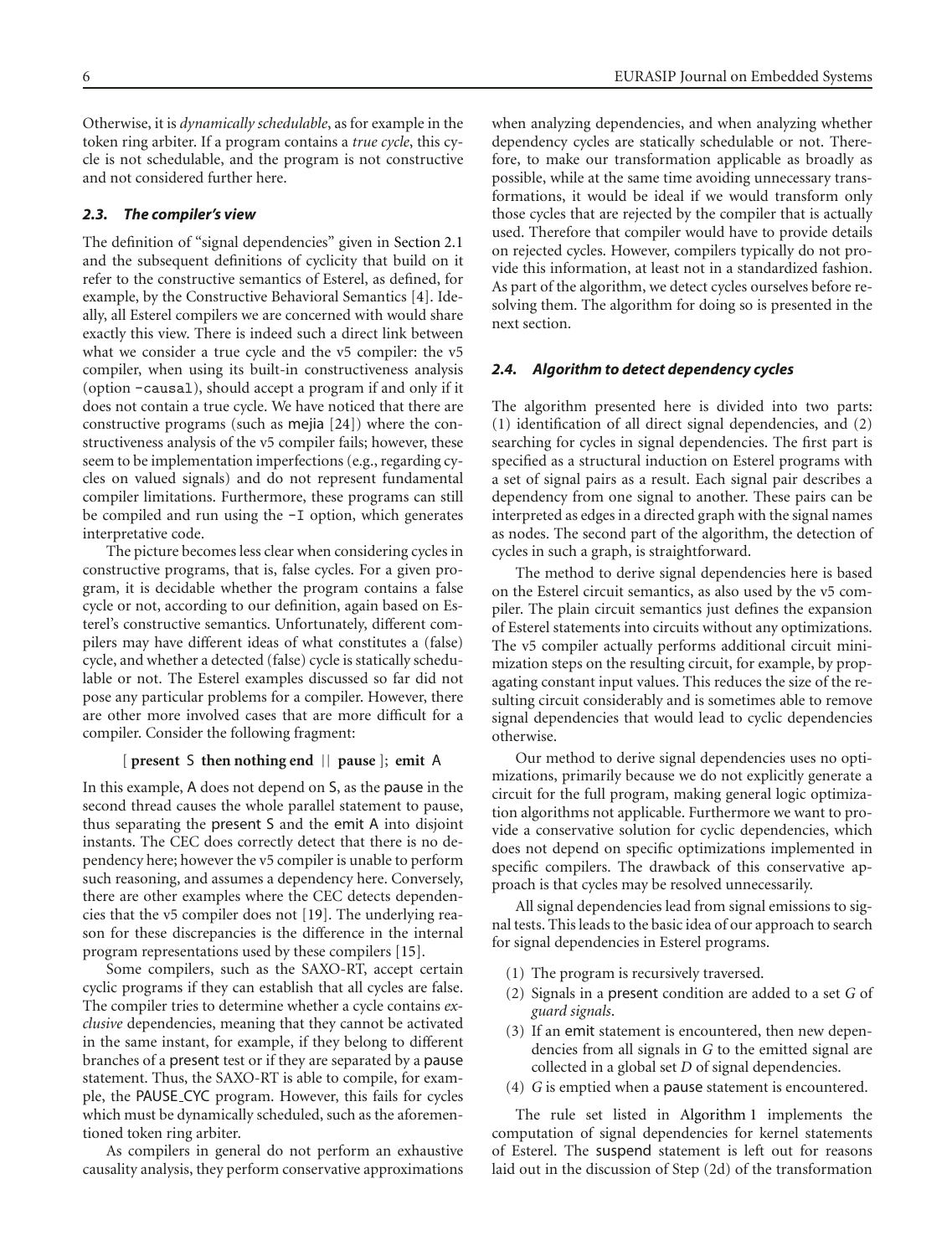Otherwise, it is *dynamically schedulable*, as for example in the token ring arbiter. If a program contains a *true cycle*, this cycle is not schedulable, and the program is not constructive and not considered further here.

### 2.3. The compiler's view

The definition of "signal dependencies" given in Section 2.1 and the subsequent definitions of cyclicity that build on it refer to the constructive semantics of Esterel, as defined, for example, by the Constructive Behavioral Semantics [4]. Ideally, all Esterel compilers we are concerned with would share exactly this view. There is indeed such a direct link between what we consider a true cycle and the v5 compiler: the v5 compiler, when using its built-in constructiveness analysis (option `-causal`), should accept a program if and only if it does not contain a true cycle. We have noticed that there are constructive programs (such as mejia [24]) where the constructiveness analysis of the v5 compiler fails; however, these seem to be implementation imperfections (e.g., regarding cycles on valued signals) and do not represent fundamental compiler limitations. Furthermore, these programs can still be compiled and run using the `-I` option, which generates interpretative code.

The picture becomes less clear when considering cycles in constructive programs, that is, false cycles. For a given program, it is decidable whether the program contains a false cycle or not, according to our definition, again based on Esterel's constructive semantics. Unfortunately, different compilers may have different ideas of what constitutes a (false) cycle, and whether a detected (false) cycle is statically schedulable or not. The Esterel examples discussed so far did not pose any particular problems for a compiler. However, there are other more involved cases that are more difficult for a compiler. Consider the following fragment:

[ **present** S **then nothing end** || **pause** ]; **emit** A

In this example, A does not depend on S, as the pause in the second thread causes the whole parallel statement to pause, thus separating the present S and the emit A into disjoint instants. The CEC does correctly detect that there is no dependency here; however the v5 compiler is unable to perform such reasoning, and assumes a dependency here. Conversely, there are other examples where the CEC detects dependencies that the v5 compiler does not [19]. The underlying reason for these discrepancies is the difference in the internal program representations used by these compilers [15].

Some compilers, such as the SAXO-RT, accept certain cyclic programs if they can establish that all cycles are false. The compiler tries to determine whether a cycle contains *exclusive* dependencies, meaning that they cannot be activated in the same instant, for example, if they belong to different branches of a present test or if they are separated by a pause statement. Thus, the SAXO-RT is able to compile, for example, the PAUSE_CYC program. However, this fails for cycles which must be dynamically scheduled, such as the aforementioned token ring arbiter.

As compilers in general do not perform an exhaustive causality analysis, they perform conservative approximations when analyzing dependencies, and when analyzing whether dependency cycles are statically schedulable or not. Therefore, to make our transformation applicable as broadly as possible, while at the same time avoiding unnecessary transformations, it would be ideal if we would transform only those cycles that are rejected by the compiler that is actually used. Therefore that compiler would have to provide details on rejected cycles. However, compilers typically do not provide this information, at least not in a standardized fashion. As part of the algorithm, we detect cycles ourselves before resolving them. The algorithm for doing so is presented in the next section.

### 2.4. Algorithm to detect dependency cycles

The algorithm presented here is divided into two parts: (1) identification of all direct signal dependencies, and (2) searching for cycles in signal dependencies. The first part is specified as a structural induction on Esterel programs with a set of signal pairs as a result. Each signal pair describes a dependency from one signal to another. These pairs can be interpreted as edges in a directed graph with the signal names as nodes. The second part of the algorithm, the detection of cycles in such a graph, is straightforward.

The method to derive signal dependencies here is based on the Esterel circuit semantics, as also used by the v5 compiler. The plain circuit semantics just defines the expansion of Esterel statements into circuits without any optimizations. The v5 compiler actually performs additional circuit minimization steps on the resulting circuit, for example, by propagating constant input values. This reduces the size of the resulting circuit considerably and is sometimes able to remove signal dependencies that would lead to cyclic dependencies otherwise.

Our method to derive signal dependencies uses no optimizations, primarily because we do not explicitly generate a circuit for the full program, making general logic optimization algorithms not applicable. Furthermore we want to provide a conservative solution for cyclic dependencies, which does not depend on specific optimizations implemented in specific compilers. The drawback of this conservative approach is that cycles may be resolved unnecessarily.

All signal dependencies lead from signal emissions to signal tests. This leads to the basic idea of our approach to search for signal dependencies in Esterel programs.

1. The program is recursively traversed.
2. Signals in a present condition are added to a set $G$ of *guard signals*.
3. If an emit statement is encountered, then new dependencies from all signals in $G$ to the emitted signal are collected in a global set $D$ of signal dependencies.
4. $G$ is emptied when a pause statement is encountered.

The rule set listed in Algorithm 1 implements the computation of signal dependencies for kernel statements of Esterel. The suspend statement is left out for reasons laid out in the discussion of Step (2d) of the transformation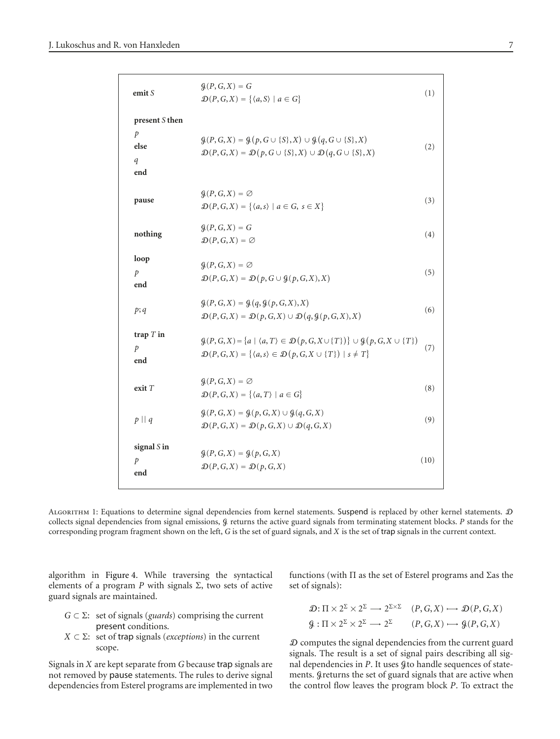| Statement | Equations | |
|---|---|---|
| **emit** $S$ | $\mathcal{G}(P,G,X) = G$<br>$\mathcal{D}(P,G,X) = \{\langle a,S\rangle \mid a \in G\}$ | (1) |
| **present** $S$ **then** $p$ **else** $q$ **end** | $\mathcal{G}(P,G,X) = \mathcal{G}(p, G \cup \{S\}, X) \cup \mathcal{G}(q, G \cup \{S\}, X)$<br>$\mathcal{D}(P,G,X) = \mathcal{D}(p, G \cup \{S\}, X) \cup \mathcal{D}(q, G \cup \{S\}, X)$ | (2) |
| **pause** | $\mathcal{G}(P,G,X) = \varnothing$<br>$\mathcal{D}(P,G,X) = \{\langle a,s\rangle \mid a \in G,\ s \in X\}$ | (3) |
| **nothing** | $\mathcal{G}(P,G,X) = G$<br>$\mathcal{D}(P,G,X) = \varnothing$ | (4) |
| **loop** $p$ **end** | $\mathcal{G}(P,G,X) = \varnothing$<br>$\mathcal{D}(P,G,X) = \mathcal{D}(p, G \cup \mathcal{G}(p,G,X), X)$ | (5) |
| $p;q$ | $\mathcal{G}(P,G,X) = \mathcal{G}(q, \mathcal{G}(p,G,X), X)$<br>$\mathcal{D}(P,G,X) = \mathcal{D}(p,G,X) \cup \mathcal{D}(q, \mathcal{G}(p,G,X), X)$ | (6) |
| **trap** $T$ **in** $p$ **end** | $\mathcal{G}(P,G,X) = \{a \mid \langle a,T\rangle \in \mathcal{D}(p,G,X \cup \{T\})\} \cup \mathcal{G}(p, G, X \cup \{T\})$<br>$\mathcal{D}(P,G,X) = \{\langle a,s\rangle \in \mathcal{D}(p,G,X \cup \{T\}) \mid s \neq T\}$ | (7) |
| **exit** $T$ | $\mathcal{G}(P,G,X) = \varnothing$<br>$\mathcal{D}(P,G,X) = \{\langle a,T\rangle \mid a \in G\}$ | (8) |
| $p \mid\mid q$ | $\mathcal{G}(P,G,X) = \mathcal{G}(p,G,X) \cup \mathcal{G}(q,G,X)$<br>$\mathcal{D}(P,G,X) = \mathcal{D}(p,G,X) \cup \mathcal{D}(q,G,X)$ | (9) |
| **signal** $S$ **in** $p$ **end** | $\mathcal{G}(P,G,X) = \mathcal{G}(p,G,X)$<br>$\mathcal{D}(P,G,X) = \mathcal{D}(p,G,X)$ | (10) |

Algorithm 1: Equations to determine signal dependencies from kernel statements. Suspend is replaced by other kernel statements. $\mathcal{D}$ collects signal dependencies from signal emissions, $\mathcal{G}$ returns the active guard signals from terminating statement blocks. $P$ stands for the corresponding program fragment shown on the left, $G$ is the set of guard signals, and $X$ is the set of trap signals in the current context.

algorithm in Figure 4. While traversing the syntactical elements of a program $P$ with signals $\Sigma$, two sets of active guard signals are maintained.

- $G \subset \Sigma$: set of signals (*guards*) comprising the current present conditions.
- $X \subset \Sigma$: set of trap signals (*exceptions*) in the current scope.

Signals in $X$ are kept separate from $G$ because trap signals are not removed by pause statements. The rules to derive signal dependencies from Esterel programs are implemented in two functions (with $\Pi$ as the set of Esterel programs and $\Sigma$ as the set of signals):

$$\mathcal{D}: \Pi \times 2^{\Sigma} \times 2^{\Sigma} \longrightarrow 2^{\Sigma \times \Sigma} \quad (P,G,X) \longmapsto \mathcal{D}(P,G,X)$$

$$\mathcal{G}: \Pi \times 2^{\Sigma} \times 2^{\Sigma} \longrightarrow 2^{\Sigma} \quad (P,G,X) \longmapsto \mathcal{G}(P,G,X)$$

$\mathcal{D}$ computes the signal dependencies from the current guard signals. The result is a set of signal pairs describing all signal dependencies in $P$. It uses $\mathcal{G}$ to handle sequences of statements. $\mathcal{G}$ returns the set of guard signals that are active when the control flow leaves the program block $P$. To extract the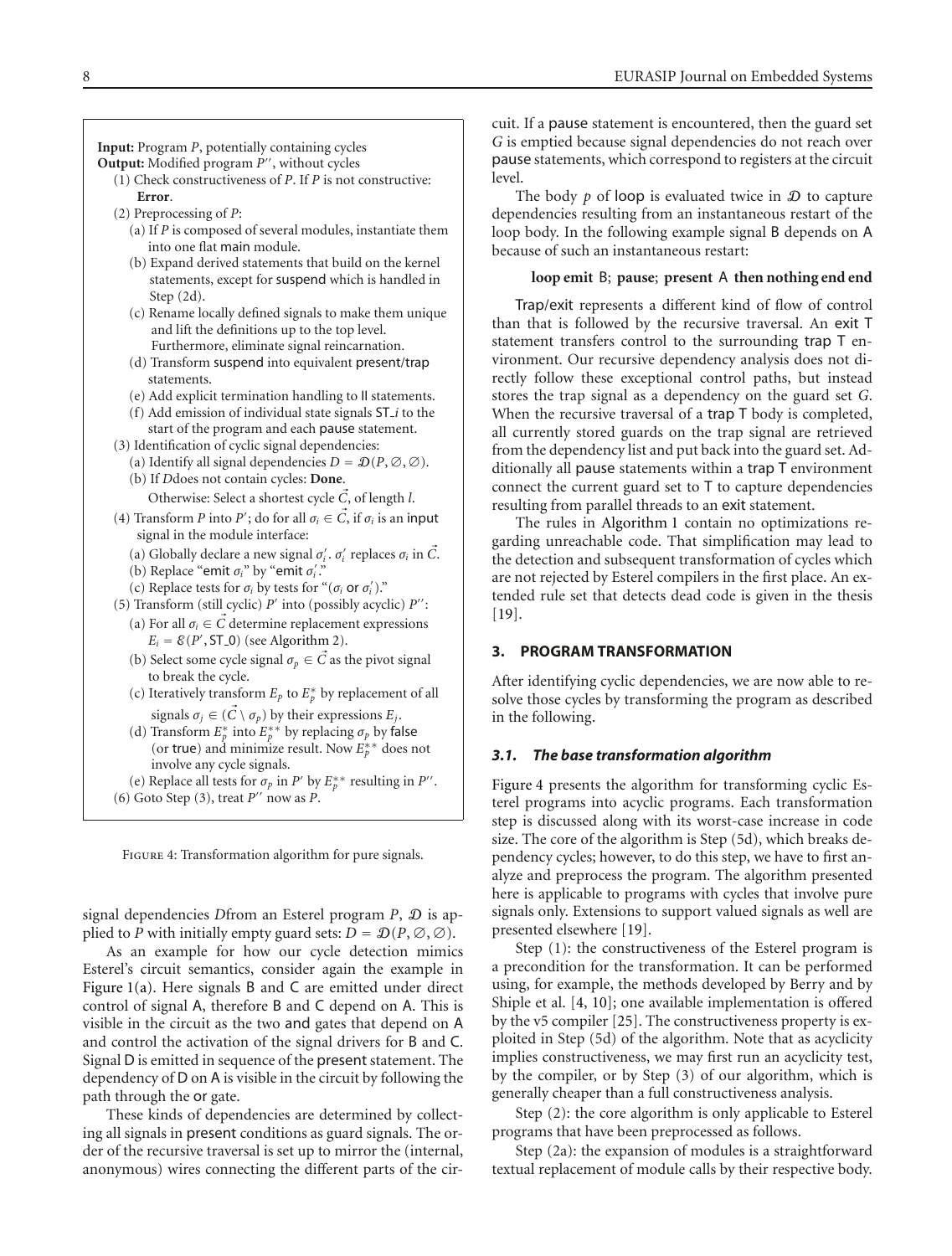**Input:** Program $P$, potentially containing cycles
**Output:** Modified program $P''$, without cycles

(1) Check constructiveness of $P$. If $P$ is not constructive: **Error**.

(2) Preprocessing of $P$:

- (a) If $P$ is composed of several modules, instantiate them into one flat main module.
- (b) Expand derived statements that build on the kernel statements, except for suspend which is handled in Step (2d).
- (c) Rename locally defined signals to make them unique and lift the definitions up to the top level. Furthermore, eliminate signal reincarnation.
- (d) Transform suspend into equivalent present/trap statements.
- (e) Add explicit termination handling to || statements.
- (f) Add emission of individual state signals ST_$i$ to the start of the program and each pause statement.

(3) Identification of cyclic signal dependencies:

- (a) Identify all signal dependencies $D = \mathcal{D}(P, \emptyset, \emptyset)$.
- (b) If $D$ does not contain cycles: **Done**. Otherwise: Select a shortest cycle $\vec{C}$, of length $l$.

(4) Transform $P$ into $P'$; do for all $\sigma_i \in \vec{C}$, if $\sigma_i$ is an input signal in the module interface:

- (a) Globally declare a new signal $\sigma_i'$. $\sigma_i'$ replaces $\sigma_i$ in $\vec{C}$.
- (b) Replace "emit $\sigma_i$" by "emit $\sigma_i'$."
- (c) Replace tests for $\sigma_i$ by tests for "($\sigma_i$ or $\sigma_i'$)."

(5) Transform (still cyclic) $P'$ into (possibly acyclic) $P''$:

- (a) For all $\sigma_i \in \vec{C}$ determine replacement expressions $E_i = \mathcal{E}(P', \text{ST\_0})$ (see Algorithm 2).
- (b) Select some cycle signal $\sigma_p \in \vec{C}$ as the pivot signal to break the cycle.
- (c) Iteratively transform $E_p$ to $E_p^*$ by replacement of all signals $\sigma_j \in (\vec{C} \setminus \sigma_p)$ by their expressions $E_j$.
- (d) Transform $E_p^*$ into $E_p^{**}$ by replacing $\sigma_p$ by false (or true) and minimize result. Now $E_p^{**}$ does not involve any cycle signals.
- (e) Replace all tests for $\sigma_p$ in $P'$ by $E_p^{**}$ resulting in $P''$.

(6) Goto Step (3), treat $P''$ now as $P$.

Figure 4: Transformation algorithm for pure signals.

signal dependencies $D$from an Esterel program $P$, $\mathcal{D}$ is applied to $P$ with initially empty guard sets: $D = \mathcal{D}(P, \emptyset, \emptyset)$.

As an example for how our cycle detection mimics Esterel's circuit semantics, consider again the example in Figure 1(a). Here signals B and C are emitted under direct control of signal A, therefore B and C depend on A. This is visible in the circuit as the two and gates that depend on A and control the activation of the signal drivers for B and C. Signal D is emitted in sequence of the present statement. The dependency of D on A is visible in the circuit by following the path through the or gate.

These kinds of dependencies are determined by collecting all signals in present conditions as guard signals. The order of the recursive traversal is set up to mirror the (internal, anonymous) wires connecting the different parts of the circuit. If a pause statement is encountered, then the guard set $G$ is emptied because signal dependencies do not reach over pause statements, which correspond to registers at the circuit level.

The body $p$ of loop is evaluated twice in $\mathcal{D}$ to capture dependencies resulting from an instantaneous restart of the loop body. In the following example signal B depends on A because of such an instantaneous restart:

**loop emit** B; **pause**; **present** A **then nothing end end**

Trap/exit represents a different kind of flow of control than that is followed by the recursive traversal. An exit T statement transfers control to the surrounding trap T environment. Our recursive dependency analysis does not directly follow these exceptional control paths, but instead stores the trap signal as a dependency on the guard set $G$. When the recursive traversal of a trap T body is completed, all currently stored guards on the trap signal are retrieved from the dependency list and put back into the guard set. Additionally all pause statements within a trap T environment connect the current guard set to T to capture dependencies resulting from parallel threads to an exit statement.

The rules in Algorithm 1 contain no optimizations regarding unreachable code. That simplification may lead to the detection and subsequent transformation of cycles which are not rejected by Esterel compilers in the first place. An extended rule set that detects dead code is given in the thesis [19].

## 3. PROGRAM TRANSFORMATION

After identifying cyclic dependencies, we are now able to resolve those cycles by transforming the program as described in the following.

### 3.1. The base transformation algorithm

Figure 4 presents the algorithm for transforming cyclic Esterel programs into acyclic programs. Each transformation step is discussed along with its worst-case increase in code size. The core of the algorithm is Step (5d), which breaks dependency cycles; however, to do this step, we have to first analyze and preprocess the program. The algorithm presented here is applicable to programs with cycles that involve pure signals only. Extensions to support valued signals as well are presented elsewhere [19].

Step (1): the constructiveness of the Esterel program is a precondition for the transformation. It can be performed using, for example, the methods developed by Berry and by Shiple et al. [4, 10]; one available implementation is offered by the v5 compiler [25]. The constructiveness property is exploited in Step (5d) of the algorithm. Note that as acyclicity implies constructiveness, we may first run an acyclicity test, by the compiler, or by Step (3) of our algorithm, which is generally cheaper than a full constructiveness analysis.

Step (2): the core algorithm is only applicable to Esterel programs that have been preprocessed as follows.

Step (2a): the expansion of modules is a straightforward textual replacement of module calls by their respective body.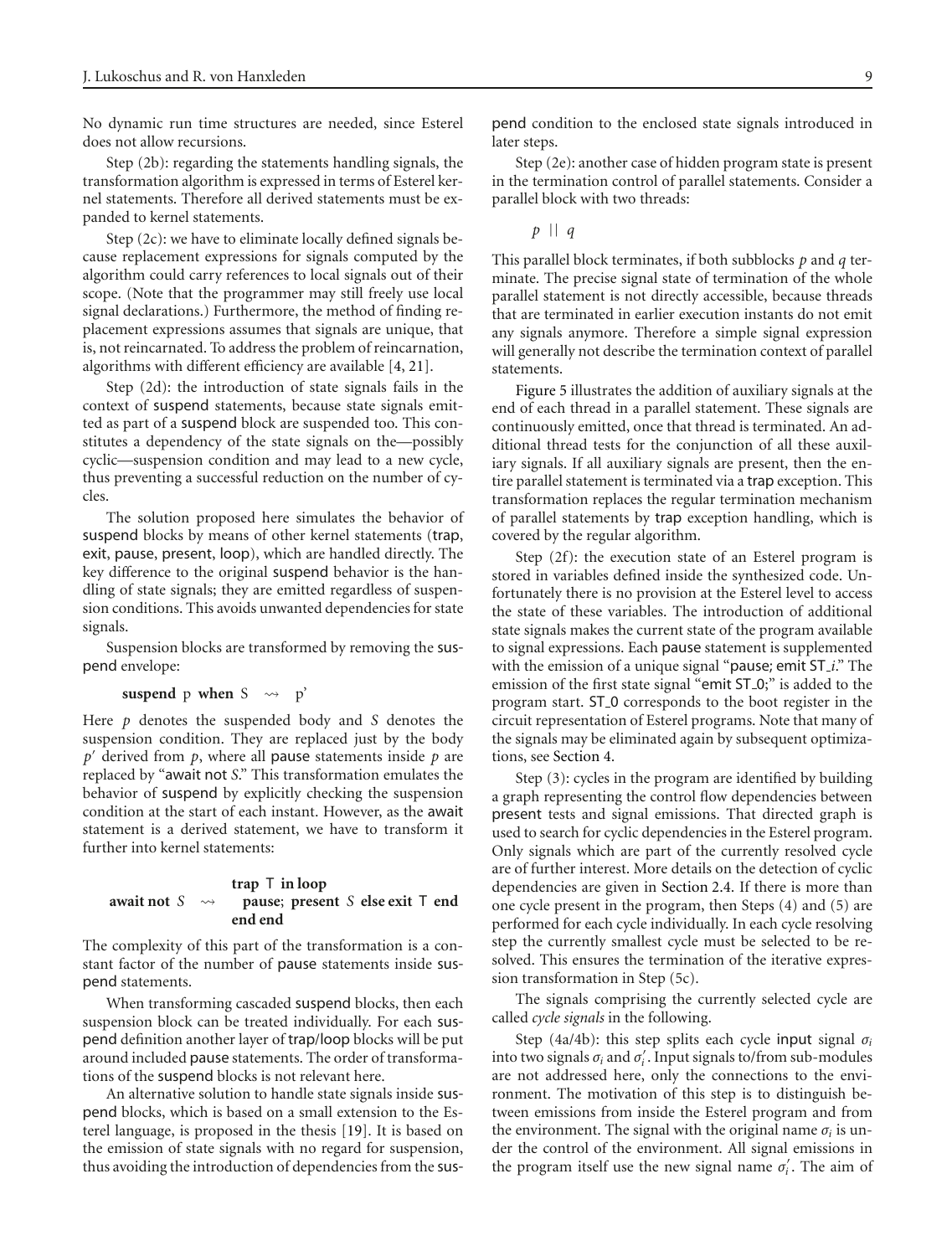No dynamic run time structures are needed, since Esterel does not allow recursions.

Step (2b): regarding the statements handling signals, the transformation algorithm is expressed in terms of Esterel kernel statements. Therefore all derived statements must be expanded to kernel statements.

Step (2c): we have to eliminate locally defined signals because replacement expressions for signals computed by the algorithm could carry references to local signals out of their scope. (Note that the programmer may still freely use local signal declarations.) Furthermore, the method of finding replacement expressions assumes that signals are unique, that is, not reincarnated. To address the problem of reincarnation, algorithms with different efficiency are available [4, 21].

Step (2d): the introduction of state signals fails in the context of suspend statements, because state signals emitted as part of a suspend block are suspended too. This constitutes a dependency of the state signals on the—possibly cyclic—suspension condition and may lead to a new cycle, thus preventing a successful reduction on the number of cycles.

The solution proposed here simulates the behavior of suspend blocks by means of other kernel statements (trap, exit, pause, present, loop), which are handled directly. The key difference to the original suspend behavior is the handling of state signals; they are emitted regardless of suspension conditions. This avoids unwanted dependencies for state signals.

Suspension blocks are transformed by removing the suspend envelope:

$$\textbf{suspend}\ p\ \textbf{when}\ S \ \rightsquigarrow\ p'$$

Here $p$ denotes the suspended body and $S$ denotes the suspension condition. They are replaced just by the body $p'$ derived from $p$, where all pause statements inside $p$ are replaced by "await not $S$." This transformation emulates the behavior of suspend by explicitly checking the suspension condition at the start of each instant. However, as the await statement is a derived statement, we have to transform it further into kernel statements:

```
                  trap T in loop
await not S  ~>     pause; present S else exit T end
                  end end
```

The complexity of this part of the transformation is a constant factor of the number of pause statements inside suspend statements.

When transforming cascaded suspend blocks, then each suspension block can be treated individually. For each suspend definition another layer of trap/loop blocks will be put around included pause statements. The order of transformations of the suspend blocks is not relevant here.

An alternative solution to handle state signals inside suspend blocks, which is based on a small extension to the Esterel language, is proposed in the thesis [19]. It is based on the emission of state signals with no regard for suspension, thus avoiding the introduction of dependencies from the suspend condition to the enclosed state signals introduced in later steps.

Step (2e): another case of hidden program state is present in the termination control of parallel statements. Consider a parallel block with two threads:

$$p \ \| \ q$$

This parallel block terminates, if both subblocks $p$ and $q$ terminate. The precise signal state of termination of the whole parallel statement is not directly accessible, because threads that are terminated in earlier execution instants do not emit any signals anymore. Therefore a simple signal expression will generally not describe the termination context of parallel statements.

Figure 5 illustrates the addition of auxiliary signals at the end of each thread in a parallel statement. These signals are continuously emitted, once that thread is terminated. An additional thread tests for the conjunction of all these auxiliary signals. If all auxiliary signals are present, then the entire parallel statement is terminated via a trap exception. This transformation replaces the regular termination mechanism of parallel statements by trap exception handling, which is covered by the regular algorithm.

Step (2f): the execution state of an Esterel program is stored in variables defined inside the synthesized code. Unfortunately there is no provision at the Esterel level to access the state of these variables. The introduction of additional state signals makes the current state of the program available to signal expressions. Each pause statement is supplemented with the emission of a unique signal "pause; emit ST_$i$." The emission of the first state signal "emit ST_0;" is added to the program start. ST_0 corresponds to the boot register in the circuit representation of Esterel programs. Note that many of the signals may be eliminated again by subsequent optimizations, see Section 4.

Step (3): cycles in the program are identified by building a graph representing the control flow dependencies between present tests and signal emissions. That directed graph is used to search for cyclic dependencies in the Esterel program. Only signals which are part of the currently resolved cycle are of further interest. More details on the detection of cyclic dependencies are given in Section 2.4. If there is more than one cycle present in the program, then Steps (4) and (5) are performed for each cycle individually. In each cycle resolving step the currently smallest cycle must be selected to be resolved. This ensures the termination of the iterative expression transformation in Step (5c).

The signals comprising the currently selected cycle are called *cycle signals* in the following.

Step (4a/4b): this step splits each cycle input signal $\sigma_i$ into two signals $\sigma_i$ and $\sigma_i'$. Input signals to/from sub-modules are not addressed here, only the connections to the environment. The motivation of this step is to distinguish between emissions from inside the Esterel program and from the environment. The signal with the original name $\sigma_i$ is under the control of the environment. All signal emissions in the program itself use the new signal name $\sigma_i'$. The aim of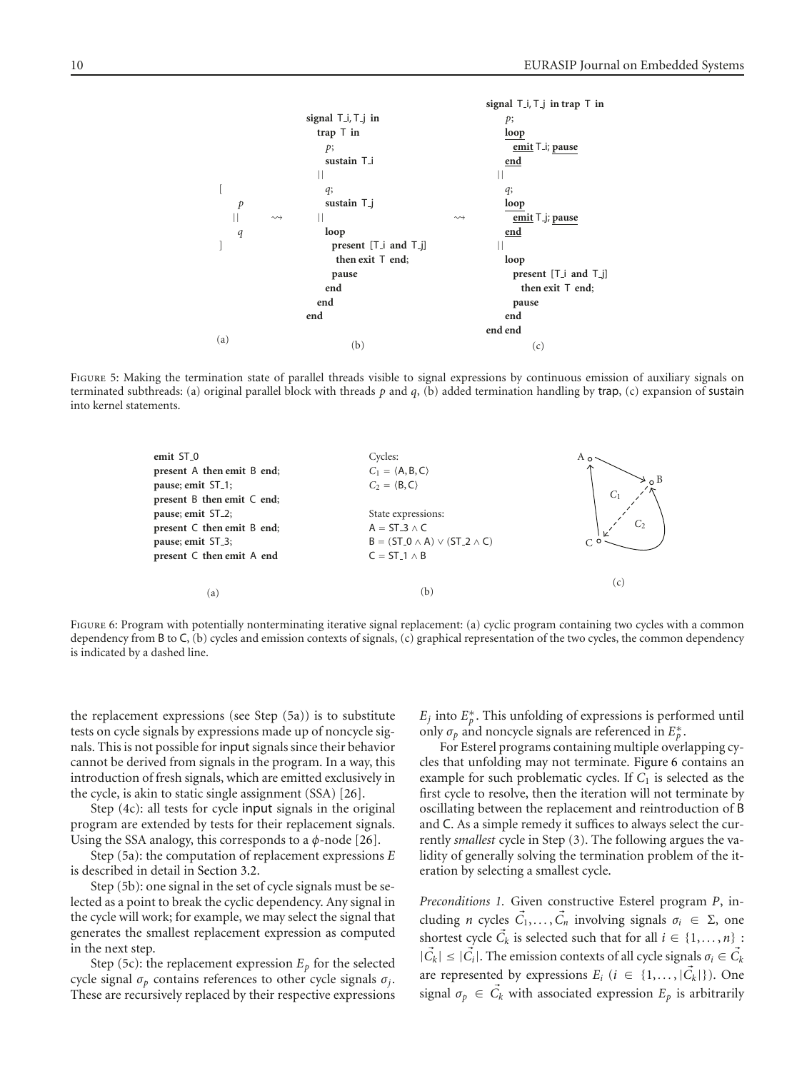```
[
  p
  ||
  q
]
```

(a)

```
signal T_i, T_j in
  trap T in
    p;
    sustain T_i
  ||
    q;
    sustain T_j
  ||
    loop
      present [T_i and T_j]
        then exit T end;
      pause
    end
  end
end
```

(b)

```
signal T_i, T_j in trap T in
  p;
  loop
    emit T_i; pause
  end
||
  q;
  loop
    emit T_j; pause
  end
||
  loop
    present [T_i and T_j]
      then exit T end;
    pause
  end
end end
```

(c)

Figure 5: Making the termination state of parallel threads visible to signal expressions by continuous emission of auxiliary signals on terminated subthreads: (a) original parallel block with threads $p$ and $q$, (b) added termination handling by trap, (c) expansion of sustain into kernel statements.

```
emit ST_0
present A then emit B end;
pause; emit ST_1;
present B then emit C end;
pause; emit ST_2;
present C then emit B end;
pause; emit ST_3;
present C then emit A end
```

(a)

Cycles:
$C_1 = \langle A, B, C \rangle$
$C_2 = \langle B, C \rangle$

State expressions:
$A = ST\_3 \wedge C$
$B = (ST\_0 \wedge A) \vee (ST\_2 \wedge C)$
$C = ST\_1 \wedge B$

(b)

(c)

Figure 6: Program with potentially nonterminating iterative signal replacement: (a) cyclic program containing two cycles with a common dependency from B to C, (b) cycles and emission contexts of signals, (c) graphical representation of the two cycles, the common dependency is indicated by a dashed line.

the replacement expressions (see Step (5a)) is to substitute tests on cycle signals by expressions made up of noncycle signals. This is not possible for input signals since their behavior cannot be derived from signals in the program. In a way, this introduction of fresh signals, which are emitted exclusively in the cycle, is akin to static single assignment (SSA) [26].

Step (4c): all tests for cycle input signals in the original program are extended by tests for their replacement signals. Using the SSA analogy, this corresponds to a $\phi$-node [26].

Step (5a): the computation of replacement expressions $E$ is described in detail in Section 3.2.

Step (5b): one signal in the set of cycle signals must be selected as a point to break the cyclic dependency. Any signal in the cycle will work; for example, we may select the signal that generates the smallest replacement expression as computed in the next step.

Step (5c): the replacement expression $E_p$ for the selected cycle signal $\sigma_p$ contains references to other cycle signals $\sigma_j$. These are recursively replaced by their respective expressions $E_j$ into $E_p^*$. This unfolding of expressions is performed until only $\sigma_p$ and noncycle signals are referenced in $E_p^*$.

For Esterel programs containing multiple overlapping cycles that unfolding may not terminate. Figure 6 contains an example for such problematic cycles. If $C_1$ is selected as the first cycle to resolve, then the iteration will not terminate by oscillating between the replacement and reintroduction of B and C. As a simple remedy it suffices to always select the currently *smallest* cycle in Step (3). The following argues the validity of generally solving the termination problem of the iteration by selecting a smallest cycle.

*Preconditions 1.* Given constructive Esterel program $P$, including $n$ cycles $\vec{C}_1, \dots, \vec{C}_n$ involving signals $\sigma_i \in \Sigma$, one shortest cycle $\vec{C}_k$ is selected such that for all $i \in \{1, \dots, n\}$ : $|\vec{C}_k| \leq |\vec{C}_i|$. The emission contexts of all cycle signals $\sigma_i \in \vec{C}_k$ are represented by expressions $E_i$ ($i \in \{1, \dots, |\vec{C}_k|\}$). One signal $\sigma_p \in \vec{C}_k$ with associated expression $E_p$ is arbitrarily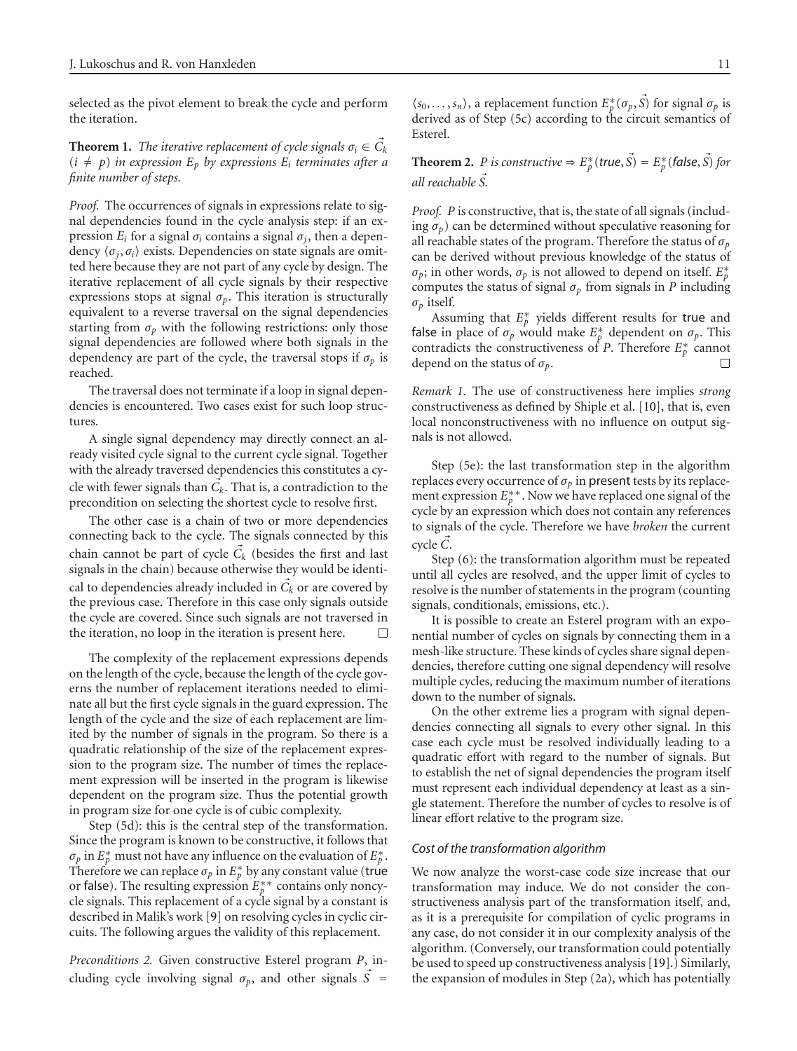selected as the pivot element to break the cycle and perform the iteration.

**Theorem 1.** *The iterative replacement of cycle signals $\sigma_i \in \vec{C}_k$ ($i \neq p$) in expression $E_p$ by expressions $E_i$ terminates after a finite number of steps.*

*Proof.* The occurrences of signals in expressions relate to signal dependencies found in the cycle analysis step: if an expression $E_i$ for a signal $\sigma_i$ contains a signal $\sigma_j$, then a dependency $\langle \sigma_j, \sigma_i \rangle$ exists. Dependencies on state signals are omitted here because they are not part of any cycle by design. The iterative replacement of all cycle signals by their respective expressions stops at signal $\sigma_p$. This iteration is structurally equivalent to a reverse traversal on the signal dependencies starting from $\sigma_p$ with the following restrictions: only those signal dependencies are followed where both signals in the dependency are part of the cycle, the traversal stops if $\sigma_p$ is reached.

The traversal does not terminate if a loop in signal dependencies is encountered. Two cases exist for such loop structures.

A single signal dependency may directly connect an already visited cycle signal to the current cycle signal. Together with the already traversed dependencies this constitutes a cycle with fewer signals than $\vec{C}_k$. That is, a contradiction to the precondition on selecting the shortest cycle to resolve first.

The other case is a chain of two or more dependencies connecting back to the cycle. The signals connected by this chain cannot be part of cycle $\vec{C}_k$ (besides the first and last signals in the chain) because otherwise they would be identical to dependencies already included in $\vec{C}_k$ or are covered by the previous case. Therefore in this case only signals outside the cycle are covered. Since such signals are not traversed in the iteration, no loop in the iteration is present here. □

The complexity of the replacement expressions depends on the length of the cycle, because the length of the cycle governs the number of replacement iterations needed to eliminate all but the first cycle signals in the guard expression. The length of the cycle and the size of each replacement are limited by the number of signals in the program. So there is a quadratic relationship of the size of the replacement expression to the program size. The number of times the replacement expression will be inserted in the program is likewise dependent on the program size. Thus the potential growth in program size for one cycle is of cubic complexity.

Step (5d): this is the central step of the transformation. Since the program is known to be constructive, it follows that $\sigma_p$ in $E_p^*$ must not have any influence on the evaluation of $E_p^*$. Therefore we can replace $\sigma_p$ in $E_p^*$ by any constant value (true or false). The resulting expression $E_p^{**}$ contains only noncycle signals. This replacement of a cycle signal by a constant is described in Malik's work [9] on resolving cycles in cyclic circuits. The following argues the validity of this replacement.

*Preconditions 2.* Given constructive Esterel program $P$, including cycle involving signal $\sigma_p$, and other signals $\vec{S} = \langle s_0, \dots, s_n \rangle$, a replacement function $E_p^*(\sigma_p, \vec{S})$ for signal $\sigma_p$ is derived as of Step (5c) according to the circuit semantics of Esterel.

**Theorem 2.** *$P$ is constructive $\Rightarrow E_p^*(\mathsf{true}, \vec{S}) = E_p^*(\mathsf{false}, \vec{S})$ for all reachable $\vec{S}$.*

*Proof.* $P$ is constructive, that is, the state of all signals (including $\sigma_p$) can be determined without speculative reasoning for all reachable states of the program. Therefore the status of $\sigma_p$ can be derived without previous knowledge of the status of $\sigma_p$; in other words, $\sigma_p$ is not allowed to depend on itself. $E_p^*$ computes the status of signal $\sigma_p$ from signals in $P$ including $\sigma_p$ itself.

Assuming that $E_p^*$ yields different results for true and false in place of $\sigma_p$ would make $E_p^*$ dependent on $\sigma_p$. This contradicts the constructiveness of $P$. Therefore $E_p^*$ cannot depend on the status of $\sigma_p$. □

*Remark 1.* The use of constructiveness here implies *strong* constructiveness as defined by Shiple et al. [10], that is, even local nonconstructiveness with no influence on output signals is not allowed.

Step (5e): the last transformation step in the algorithm replaces every occurrence of $\sigma_p$ in present tests by its replacement expression $E_p^{**}$. Now we have replaced one signal of the cycle by an expression which does not contain any references to signals of the cycle. Therefore we have *broken* the current cycle $\vec{C}$.

Step (6): the transformation algorithm must be repeated until all cycles are resolved, and the upper limit of cycles to resolve is the number of statements in the program (counting signals, conditionals, emissions, etc.).

It is possible to create an Esterel program with an exponential number of cycles on signals by connecting them in a mesh-like structure. These kinds of cycles share signal dependencies, therefore cutting one signal dependency will resolve multiple cycles, reducing the maximum number of iterations down to the number of signals.

On the other extreme lies a program with signal dependencies connecting all signals to every other signal. In this case each cycle must be resolved individually leading to a quadratic effort with regard to the number of signals. But to establish the net of signal dependencies the program itself must represent each individual dependency at least as a single statement. Therefore the number of cycles to resolve is of linear effort relative to the program size.

### *Cost of the transformation algorithm*

We now analyze the worst-case code size increase that our transformation may induce. We do not consider the constructiveness analysis part of the transformation itself, and, as it is a prerequisite for compilation of cyclic programs in any case, do not consider it in our complexity analysis of the algorithm. (Conversely, our transformation could potentially be used to speed up constructiveness analysis [19].) Similarly, the expansion of modules in Step (2a), which has potentially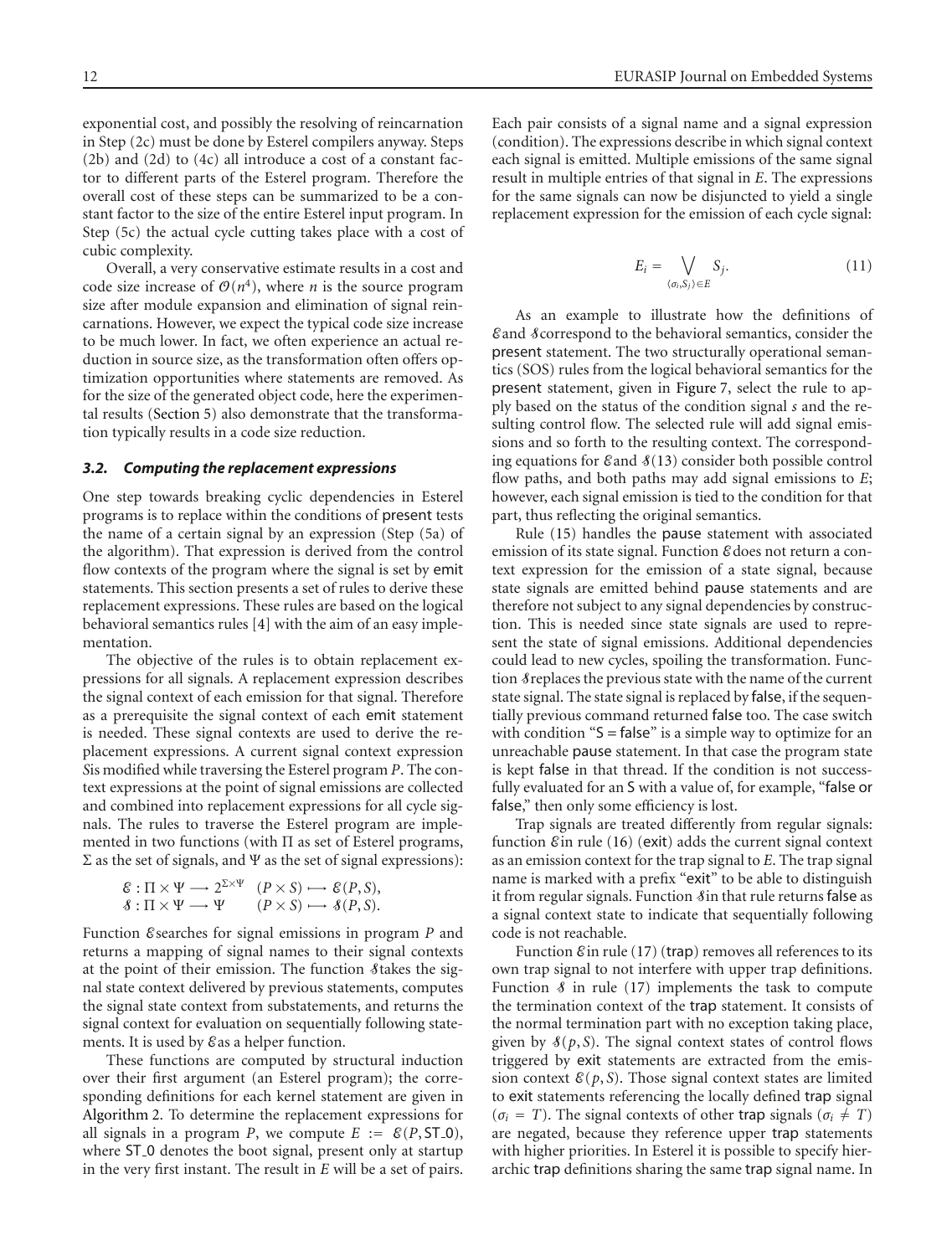exponential cost, and possibly the resolving of reincarnation in Step (2c) must be done by Esterel compilers anyway. Steps (2b) and (2d) to (4c) all introduce a cost of a constant factor to different parts of the Esterel program. Therefore the overall cost of these steps can be summarized to be a constant factor to the size of the entire Esterel input program. In Step (5c) the actual cycle cutting takes place with a cost of cubic complexity.

Overall, a very conservative estimate results in a cost and code size increase of $\mathcal{O}(n^4)$, where $n$ is the source program size after module expansion and elimination of signal reincarnations. However, we expect the typical code size increase to be much lower. In fact, we often experience an actual reduction in source size, as the transformation often offers optimization opportunities where statements are removed. As for the size of the generated object code, here the experimental results (Section 5) also demonstrate that the transformation typically results in a code size reduction.

### 3.2. Computing the replacement expressions

One step towards breaking cyclic dependencies in Esterel programs is to replace within the conditions of present tests the name of a certain signal by an expression (Step (5a) of the algorithm). That expression is derived from the control flow contexts of the program where the signal is set by emit statements. This section presents a set of rules to derive these replacement expressions. These rules are based on the logical behavioral semantics rules [4] with the aim of an easy implementation.

The objective of the rules is to obtain replacement expressions for all signals. A replacement expression describes the signal context of each emission for that signal. Therefore as a prerequisite the signal context of each emit statement is needed. These signal contexts are used to derive the replacement expressions. A current signal context expression $S$ is modified while traversing the Esterel program $P$. The context expressions at the point of signal emissions are collected and combined into replacement expressions for all cycle signals. The rules to traverse the Esterel program are implemented in two functions (with $\Pi$ as set of Esterel programs, $\Sigma$ as the set of signals, and $\Psi$ as the set of signal expressions):

$$
\begin{aligned}
\mathcal{E} &: \Pi \times \Psi \longrightarrow 2^{\Sigma \times \Psi} \quad (P \times S) \longmapsto \mathcal{E}(P, S), \\
\mathcal{S} &: \Pi \times \Psi \longrightarrow \Psi \qquad (P \times S) \longmapsto \mathcal{S}(P, S).
\end{aligned}
$$

Function $\mathcal{E}$ searches for signal emissions in program $P$ and returns a mapping of signal names to their signal contexts at the point of their emission. The function $\mathcal{S}$ takes the signal state context delivered by previous statements, computes the signal state context from substatements, and returns the signal context for evaluation on sequentially following statements. It is used by $\mathcal{E}$ as a helper function.

These functions are computed by structural induction over their first argument (an Esterel program); the corresponding definitions for each kernel statement are given in Algorithm 2. To determine the replacement expressions for all signals in a program $P$, we compute $E := \mathcal{E}(P, \mathrm{ST\_0})$, where ST_0 denotes the boot signal, present only at startup in the very first instant. The result in $E$ will be a set of pairs. Each pair consists of a signal name and a signal expression (condition). The expressions describe in which signal context each signal is emitted. Multiple emissions of the same signal result in multiple entries of that signal in $E$. The expressions for the same signals can now be disjuncted to yield a single replacement expression for the emission of each cycle signal:

$$
E_i = \bigvee_{\langle \sigma_i, S_j \rangle \in E} S_j. \tag{11}
$$

As an example to illustrate how the definitions of $\mathcal{E}$ and $\mathcal{S}$ correspond to the behavioral semantics, consider the present statement. The two structurally operational semantics (SOS) rules from the logical behavioral semantics for the present statement, given in Figure 7, select the rule to apply based on the status of the condition signal $s$ and the resulting control flow. The selected rule will add signal emissions and so forth to the resulting context. The corresponding equations for $\mathcal{E}$ and $\mathcal{S}$ (13) consider both possible control flow paths, and both paths may add signal emissions to $E$; however, each signal emission is tied to the condition for that part, thus reflecting the original semantics.

Rule (15) handles the pause statement with associated emission of its state signal. Function $\mathcal{E}$ does not return a context expression for the emission of a state signal, because state signals are emitted behind pause statements and are therefore not subject to any signal dependencies by construction. This is needed since state signals are used to represent the state of signal emissions. Additional dependencies could lead to new cycles, spoiling the transformation. Function $\mathcal{S}$ replaces the previous state with the name of the current state signal. The state signal is replaced by false, if the sequentially previous command returned false too. The case switch with condition "S = false" is a simple way to optimize for an unreachable pause statement. In that case the program state is kept false in that thread. If the condition is not successfully evaluated for an S with a value of, for example, "false or false," then only some efficiency is lost.

Trap signals are treated differently from regular signals: function $\mathcal{E}$ in rule (16) (exit) adds the current signal context as an emission context for the trap signal to $E$. The trap signal name is marked with a prefix "exit" to be able to distinguish it from regular signals. Function $\mathcal{S}$ in that rule returns false as a signal context state to indicate that sequentially following code is not reachable.

Function $\mathcal{E}$ in rule (17) (trap) removes all references to its own trap signal to not interfere with upper trap definitions. Function $\mathcal{S}$ in rule (17) implements the task to compute the termination context of the trap statement. It consists of the normal termination part with no exception taking place, given by $\mathcal{S}(p, S)$. The signal context states of control flows triggered by exit statements are extracted from the emission context $\mathcal{E}(p, S)$. Those signal context states are limited to exit statements referencing the locally defined trap signal ($\sigma_i = T$). The signal contexts of other trap signals ($\sigma_i \neq T$) are negated, because they reference upper trap statements with higher priorities. In Esterel it is possible to specify hierarchic trap definitions sharing the same trap signal name. In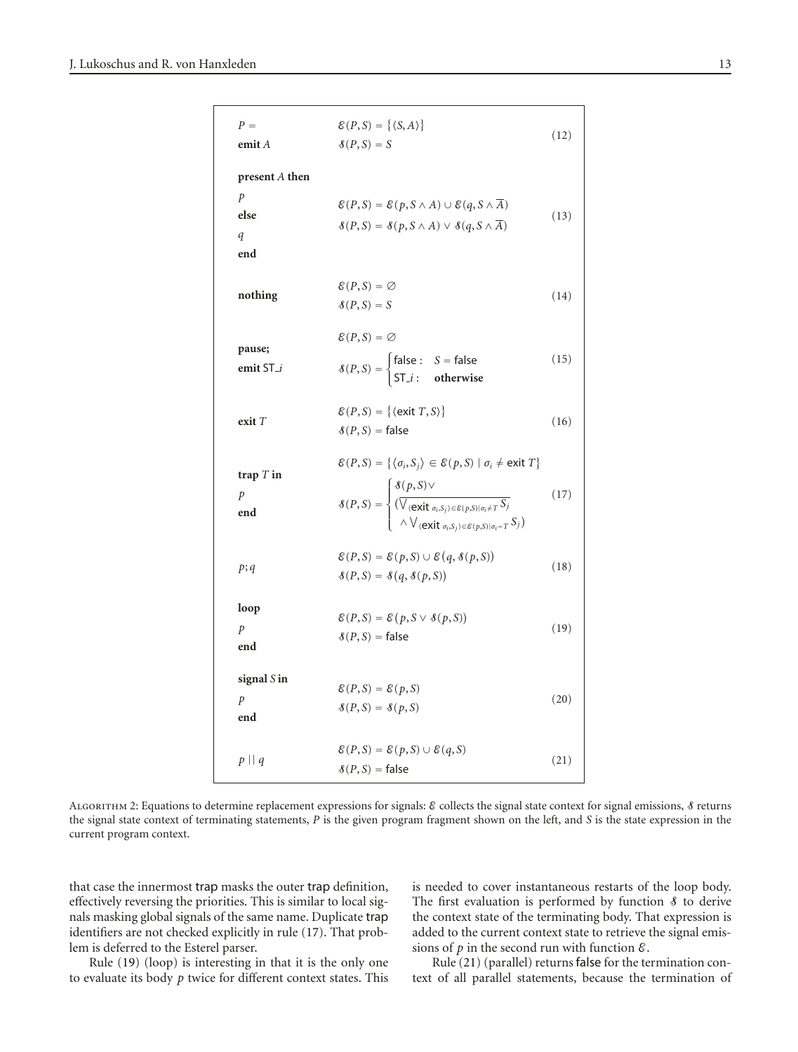| Program fragment | Equations | |
|---|---|---|
| $P =$ **emit** $A$ | $\mathcal{E}(P,S) = \{\langle S, A\rangle\}$<br>$\mathcal{S}(P,S) = S$ | (12) |
| **present** $A$ **then** $p$ **else** $q$ **end** | $\mathcal{E}(P,S) = \mathcal{E}(p, S \wedge A) \cup \mathcal{E}(q, S \wedge \overline{A})$<br>$\mathcal{S}(P,S) = \mathcal{S}(p, S \wedge A) \vee \mathcal{S}(q, S \wedge \overline{A})$ | (13) |
| **nothing** | $\mathcal{E}(P,S) = \varnothing$<br>$\mathcal{S}(P,S) = S$ | (14) |
| **pause;** **emit** ST_$i$ | $\mathcal{E}(P,S) = \varnothing$<br>$\mathcal{S}(P,S) = \begin{cases} \text{false}: & S = \text{false} \\ \text{ST}\_i: & \textbf{otherwise} \end{cases}$ | (15) |
| **exit** $T$ | $\mathcal{E}(P,S) = \{\langle \text{exit } T, S\rangle\}$<br>$\mathcal{S}(P,S) = \text{false}$ | (16) |
| **trap** $T$ **in** $p$ **end** | $\mathcal{E}(P,S) = \{\langle \sigma_i, S_j\rangle \in \mathcal{E}(p,S) \mid \sigma_i \neq \text{exit } T\}$<br>$\mathcal{S}(P,S) = \begin{cases} \mathcal{S}(p,S) \vee \\ (\overline{\bigvee_{\langle \text{exit } \sigma_i, S_j\rangle \in \mathcal{E}(p,S) \mid \sigma_i \neq T} S_j} \\ \quad \wedge \bigvee_{\langle \text{exit } \sigma_i, S_j\rangle \in \mathcal{E}(p,S) \mid \sigma_i = T} S_j) \end{cases}$ | (17) |
| $p; q$ | $\mathcal{E}(P,S) = \mathcal{E}(p,S) \cup \mathcal{E}(q, \mathcal{S}(p,S))$<br>$\mathcal{S}(P,S) = \mathcal{S}(q, \mathcal{S}(p,S))$ | (18) |
| **loop** $p$ **end** | $\mathcal{E}(P,S) = \mathcal{E}(p, S \vee \mathcal{S}(p,S))$<br>$\mathcal{S}(P,S) = \text{false}$ | (19) |
| **signal** $S$ **in** $p$ **end** | $\mathcal{E}(P,S) = \mathcal{E}(p,S)$<br>$\mathcal{S}(P,S) = \mathcal{S}(p,S)$ | (20) |
| $p \mid\mid q$ | $\mathcal{E}(P,S) = \mathcal{E}(p,S) \cup \mathcal{E}(q,S)$<br>$\mathcal{S}(P,S) = \text{false}$ | (21) |

Algorithm 2: Equations to determine replacement expressions for signals: $\mathcal{E}$ collects the signal state context for signal emissions, $\mathcal{S}$ returns the signal state context of terminating statements, $P$ is the given program fragment shown on the left, and $S$ is the state expression in the current program context.

that case the innermost trap masks the outer trap definition, effectively reversing the priorities. This is similar to local signals masking global signals of the same name. Duplicate trap identifiers are not checked explicitly in rule (17). That problem is deferred to the Esterel parser.

Rule (19) (loop) is interesting in that it is the only one to evaluate its body $p$ twice for different context states. This is needed to cover instantaneous restarts of the loop body. The first evaluation is performed by function $\mathcal{S}$ to derive the context state of the terminating body. That expression is added to the current context state to retrieve the signal emissions of $p$ in the second run with function $\mathcal{E}$.

Rule (21) (parallel) returns false for the termination context of all parallel statements, because the termination of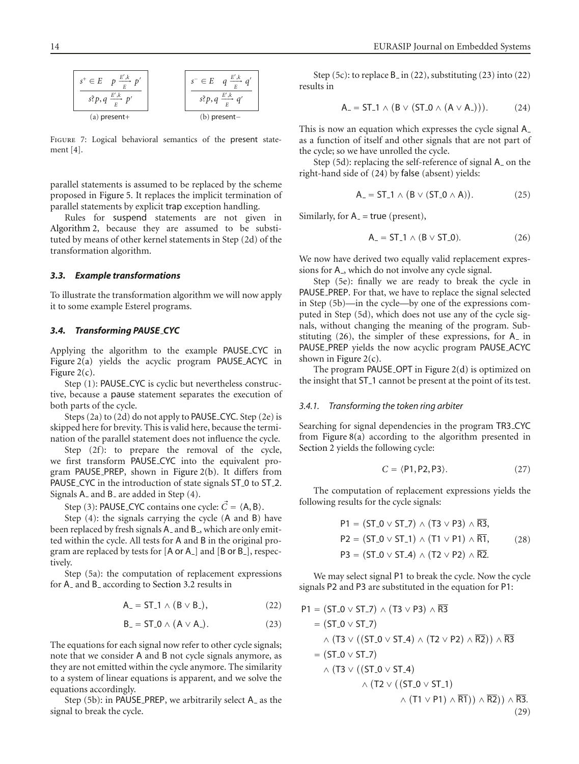$$\frac{s^+ \in E \quad p \xrightarrow[E]{E',k} p'}{s?p, q \xrightarrow[E]{E',k} p'}$$

(a) present+

$$\frac{s^- \in E \quad q \xrightarrow[E]{E',k} q'}{s?p, q \xrightarrow[E]{E',k} q'}$$

(b) present−

Figure 7: Logical behavioral semantics of the present statement [4].

parallel statements is assumed to be replaced by the scheme proposed in Figure 5. It replaces the implicit termination of parallel statements by explicit trap exception handling.

Rules for suspend statements are not given in Algorithm 2, because they are assumed to be substituted by means of other kernel statements in Step (2d) of the transformation algorithm.

### *3.3. Example transformations*

To illustrate the transformation algorithm we will now apply it to some example Esterel programs.

### *3.4. Transforming PAUSE_CYC*

Applying the algorithm to the example PAUSE_CYC in Figure 2(a) yields the acyclic program PAUSE_ACYC in Figure 2(c).

Step (1): PAUSE_CYC is cyclic but nevertheless constructive, because a pause statement separates the execution of both parts of the cycle.

Steps (2a) to (2d) do not apply to PAUSE_CYC. Step (2e) is skipped here for brevity. This is valid here, because the termination of the parallel statement does not influence the cycle.

Step (2f): to prepare the removal of the cycle, we first transform PAUSE_CYC into the equivalent program PAUSE_PREP, shown in Figure 2(b). It differs from PAUSE_CYC in the introduction of state signals ST_0 to ST_2. Signals A_ and B_ are added in Step (4).

Step (3): PAUSE_CYC contains one cycle: $\vec{C} = \langle \mathsf{A}, \mathsf{B} \rangle$.

Step (4): the signals carrying the cycle (A and B) have been replaced by fresh signals A_ and B_, which are only emitted within the cycle. All tests for A and B in the original program are replaced by tests for [A or A_] and [B or B_], respectively.

Step (5a): the computation of replacement expressions for A_ and B_ according to Section 3.2 results in

$$\mathsf{A\_} = \mathsf{ST\_1} \wedge (\mathsf{B} \vee \mathsf{B\_}), \tag{22}$$

$$\mathsf{B\_} = \mathsf{ST\_0} \wedge (\mathsf{A} \vee \mathsf{A\_}). \tag{23}$$

The equations for each signal now refer to other cycle signals; note that we consider A and B not cycle signals anymore, as they are not emitted within the cycle anymore. The similarity to a system of linear equations is apparent, and we solve the equations accordingly.

Step (5b): in PAUSE_PREP, we arbitrarily select A_ as the signal to break the cycle.

Step (5c): to replace B_ in (22), substituting (23) into (22) results in

$$\mathsf{A\_} = \mathsf{ST\_1} \wedge (\mathsf{B} \vee (\mathsf{ST\_0} \wedge (\mathsf{A} \vee \mathsf{A\_}))). \tag{24}$$

This is now an equation which expresses the cycle signal A_ as a function of itself and other signals that are not part of the cycle; so we have unrolled the cycle.

Step (5d): replacing the self-reference of signal A_ on the right-hand side of (24) by false (absent) yields:

$$\mathsf{A\_} = \mathsf{ST\_1} \wedge (\mathsf{B} \vee (\mathsf{ST\_0} \wedge \mathsf{A})). \tag{25}$$

Similarly, for A_ = true (present),

$$\mathsf{A\_} = \mathsf{ST\_1} \wedge (\mathsf{B} \vee \mathsf{ST\_0}). \tag{26}$$

We now have derived two equally valid replacement expressions for A_, which do not involve any cycle signal.

Step (5e): finally we are ready to break the cycle in PAUSE_PREP. For that, we have to replace the signal selected in Step (5b)—in the cycle—by one of the expressions computed in Step (5d), which does not use any of the cycle signals, without changing the meaning of the program. Substituting (26), the simpler of these expressions, for A_ in PAUSE_PREP yields the now acyclic program PAUSE_ACYC shown in Figure 2(c).

The program PAUSE_OPT in Figure 2(d) is optimized on the insight that ST_1 cannot be present at the point of its test.

#### *3.4.1. Transforming the token ring arbiter*

Searching for signal dependencies in the program TR3_CYC from Figure 8(a) according to the algorithm presented in Section 2 yields the following cycle:

$$C = \langle \mathsf{P1}, \mathsf{P2}, \mathsf{P3} \rangle. \tag{27}$$

The computation of replacement expressions yields the following results for the cycle signals:

$$\begin{aligned}
\mathsf{P1} &= (\mathsf{ST\_0} \vee \mathsf{ST\_7}) \wedge (\mathsf{T3} \vee \mathsf{P3}) \wedge \overline{\mathsf{R3}}, \\
\mathsf{P2} &= (\mathsf{ST\_0} \vee \mathsf{ST\_1}) \wedge (\mathsf{T1} \vee \mathsf{P1}) \wedge \overline{\mathsf{R1}}, \\
\mathsf{P3} &= (\mathsf{ST\_0} \vee \mathsf{ST\_4}) \wedge (\mathsf{T2} \vee \mathsf{P2}) \wedge \overline{\mathsf{R2}}.
\end{aligned} \tag{28}$$

We may select signal P1 to break the cycle. Now the cycle signals P2 and P3 are substituted in the equation for P1:

$$\begin{aligned}
\mathsf{P1} &= (\mathsf{ST\_0} \vee \mathsf{ST\_7}) \wedge (\mathsf{T3} \vee \mathsf{P3}) \wedge \overline{\mathsf{R3}} \\
&= (\mathsf{ST\_0} \vee \mathsf{ST\_7}) \\
&\quad \wedge (\mathsf{T3} \vee ((\mathsf{ST\_0} \vee \mathsf{ST\_4}) \wedge (\mathsf{T2} \vee \mathsf{P2}) \wedge \overline{\mathsf{R2}})) \wedge \overline{\mathsf{R3}} \\
&= (\mathsf{ST\_0} \vee \mathsf{ST\_7}) \\
&\quad \wedge (\mathsf{T3} \vee ((\mathsf{ST\_0} \vee \mathsf{ST\_4}) \\
&\qquad \wedge (\mathsf{T2} \vee ((\mathsf{ST\_0} \vee \mathsf{ST\_1}) \\
&\qquad\quad \wedge (\mathsf{T1} \vee \mathsf{P1}) \wedge \overline{\mathsf{R1}})) \wedge \overline{\mathsf{R2}})) \wedge \overline{\mathsf{R3}}.
\end{aligned} \tag{29}$$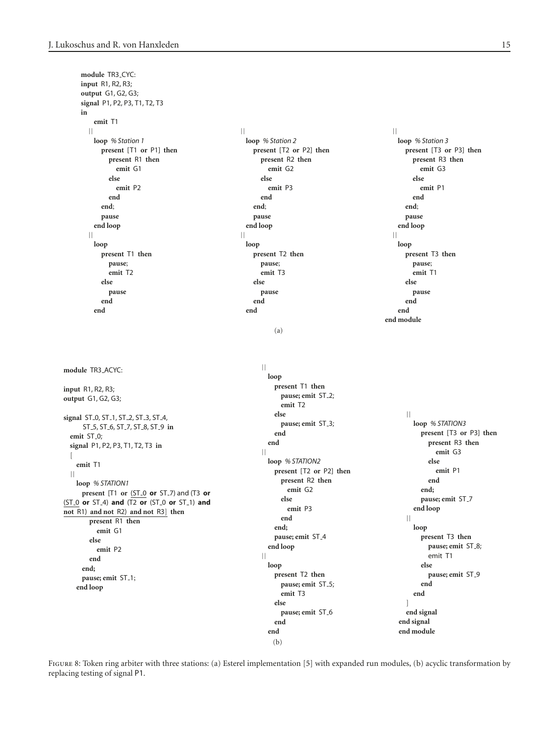```
module TR3_CYC:
input R1, R2, R3;
output G1, G2, G3;
signal P1, P2, P3, T1, T2, T3
in
   emit T1
  ||
   loop % Station 1
      present [T1 or P1] then
         present R1 then
            emit G1
         else
            emit P2
         end
      end;
      pause
   end loop
  ||
   loop
      present T1 then
         pause;
         emit T2
      else
         pause
      end
   end
  ||
   loop % Station 2
      present [T2 or P2] then
         present R2 then
            emit G2
         else
            emit P3
         end
      end;
      pause
   end loop
  ||
   loop
      present T2 then
         pause;
         emit T3
      else
         pause
      end
   end
  ||
   loop % Station 3
      present [T3 or P3] then
         present R3 then
            emit G3
         else
            emit P1
         end
      end;
      pause
   end loop
  ||
   loop
      present T3 then
         pause;
         emit T1
      else
         pause
      end
   end
end module
```

(a)

```
module TR3_ACYC:

input R1, R2, R3;
output G1, G2, G3;

signal ST_0, ST_1, ST_2, ST_3, ST_4,
       ST_5, ST_6, ST_7, ST_8, ST_9 in
  emit ST_0;
  signal P1, P2, P3, T1, T2, T3 in
  [
    emit T1
  ||
    loop % STATION1
      present [T1 or (ST_0 or ST_7) and (T3 or
(ST_0 or ST_4) and (T2 or (ST_0 or ST_1) and
not R1) and not R2) and not R3] then
        present R1 then
          emit G1
        else
          emit P2
        end
      end;
      pause; emit ST_1;
    end loop
  ||
    loop
      present T1 then
        pause; emit ST_2;
        emit T2
      else
        pause; emit ST_3;
      end
    end
  ||
    loop % STATION2
      present [T2 or P2] then
        present R2 then
          emit G2
        else
          emit P3
        end
      end;
      pause; emit ST_4
    end loop
  ||
    loop
      present T2 then
        pause; emit ST_5;
        emit T3
      else
        pause; emit ST_6
      end
    end
  ||
    loop % STATION3
      present [T3 or P3] then
        present R3 then
          emit G3
        else
          emit P1
        end
      end;
      pause; emit ST_7
    end loop
  ||
    loop
      present T3 then
        pause; emit ST_8;
        emit T1
      else
        pause; emit ST_9
      end
    end
  ]
  end signal
end signal
end module
```

(b)

Figure 8: Token ring arbiter with three stations: (a) Esterel implementation [5] with expanded run modules, (b) acyclic transformation by replacing testing of signal P1.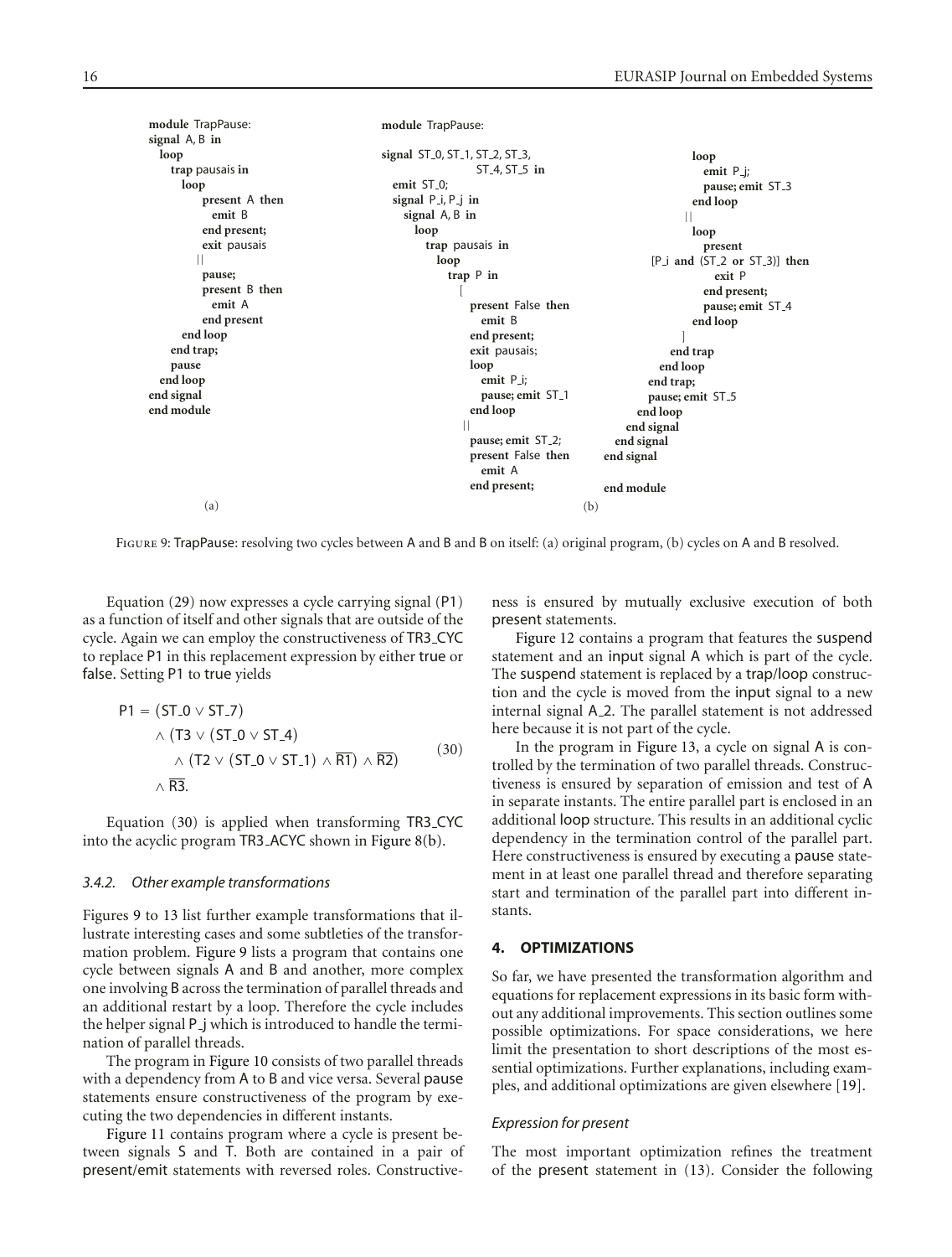```
module TrapPause:
signal A, B in
  loop
    trap pausais in
      loop
        present A then
          emit B
        end present;
        exit pausais
        ||
        pause;
        present B then
          emit A
        end present
      end loop
    end trap;
    pause
  end loop
end signal
end module
```

(a)

```
module TrapPause:

signal ST_0, ST_1, ST_2, ST_3,
              ST_4, ST_5 in
  emit ST_0;
  signal P_i, P_j in
    signal A, B in
      loop
        trap pausais in
          loop
            trap P in
              [
                present False then
                  emit B
                end present;
                exit pausais;
                loop
                  emit P_i;
                  pause; emit ST_1
                end loop
                ||
                pause; emit ST_2;
                present False then
                  emit A
                end present;
                loop
                  emit P_j;
                  pause; emit ST_3
                end loop
                ||
                loop
                  present
          [P_i and (ST_2 or ST_3)] then
                    exit P
                  end present;
                  pause; emit ST_4
                end loop
              ]
            end trap
          end loop
        end trap;
        pause; emit ST_5
      end loop
    end signal
  end signal
end signal

end module
```

(b)

Figure 9: TrapPause: resolving two cycles between A and B and B on itself: (a) original program, (b) cycles on A and B resolved.

Equation (29) now expresses a cycle carrying signal (P1) as a function of itself and other signals that are outside of the cycle. Again we can employ the constructiveness of TR3_CYC to replace P1 in this replacement expression by either true or false. Setting P1 to true yields

$$
\begin{aligned}
\mathsf{P1} = {} & (\mathsf{ST\_0} \vee \mathsf{ST\_7}) \\
& \wedge (\mathsf{T3} \vee (\mathsf{ST\_0} \vee \mathsf{ST\_4}) \\
& \quad \wedge (\mathsf{T2} \vee (\mathsf{ST\_0} \vee \mathsf{ST\_1}) \wedge \overline{\mathsf{R1}}) \wedge \overline{\mathsf{R2}}) \\
& \wedge \overline{\mathsf{R3}}.
\end{aligned}
\tag{30}
$$

Equation (30) is applied when transforming TR3_CYC into the acyclic program TR3_ACYC shown in Figure 8(b).

### 3.4.2. *Other example transformations*

Figures 9 to 13 list further example transformations that illustrate interesting cases and some subtleties of the transformation problem. Figure 9 lists a program that contains one cycle between signals A and B and another, more complex one involving B across the termination of parallel threads and an additional restart by a loop. Therefore the cycle includes the helper signal P_j which is introduced to handle the termination of parallel threads.

The program in Figure 10 consists of two parallel threads with a dependency from A to B and vice versa. Several pause statements ensure constructiveness of the program by executing the two dependencies in different instants.

Figure 11 contains program where a cycle is present between signals S and T. Both are contained in a pair of present/emit statements with reversed roles. Constructiveness is ensured by mutually exclusive execution of both present statements.

Figure 12 contains a program that features the suspend statement and an input signal A which is part of the cycle. The suspend statement is replaced by a trap/loop construction and the cycle is moved from the input signal to a new internal signal A_2. The parallel statement is not addressed here because it is not part of the cycle.

In the program in Figure 13, a cycle on signal A is controlled by the termination of two parallel threads. Constructiveness is ensured by separation of emission and test of A in separate instants. The entire parallel part is enclosed in an additional loop structure. This results in an additional cyclic dependency in the termination control of the parallel part. Here constructiveness is ensured by executing a pause statement in at least one parallel thread and therefore separating start and termination of the parallel part into different instants.

## 4. OPTIMIZATIONS

So far, we have presented the transformation algorithm and equations for replacement expressions in its basic form without any additional improvements. This section outlines some possible optimizations. For space considerations, we here limit the presentation to short descriptions of the most essential optimizations. Further explanations, including examples, and additional optimizations are given elsewhere [19].

### *Expression for present*

The most important optimization refines the treatment of the present statement in (13). Consider the following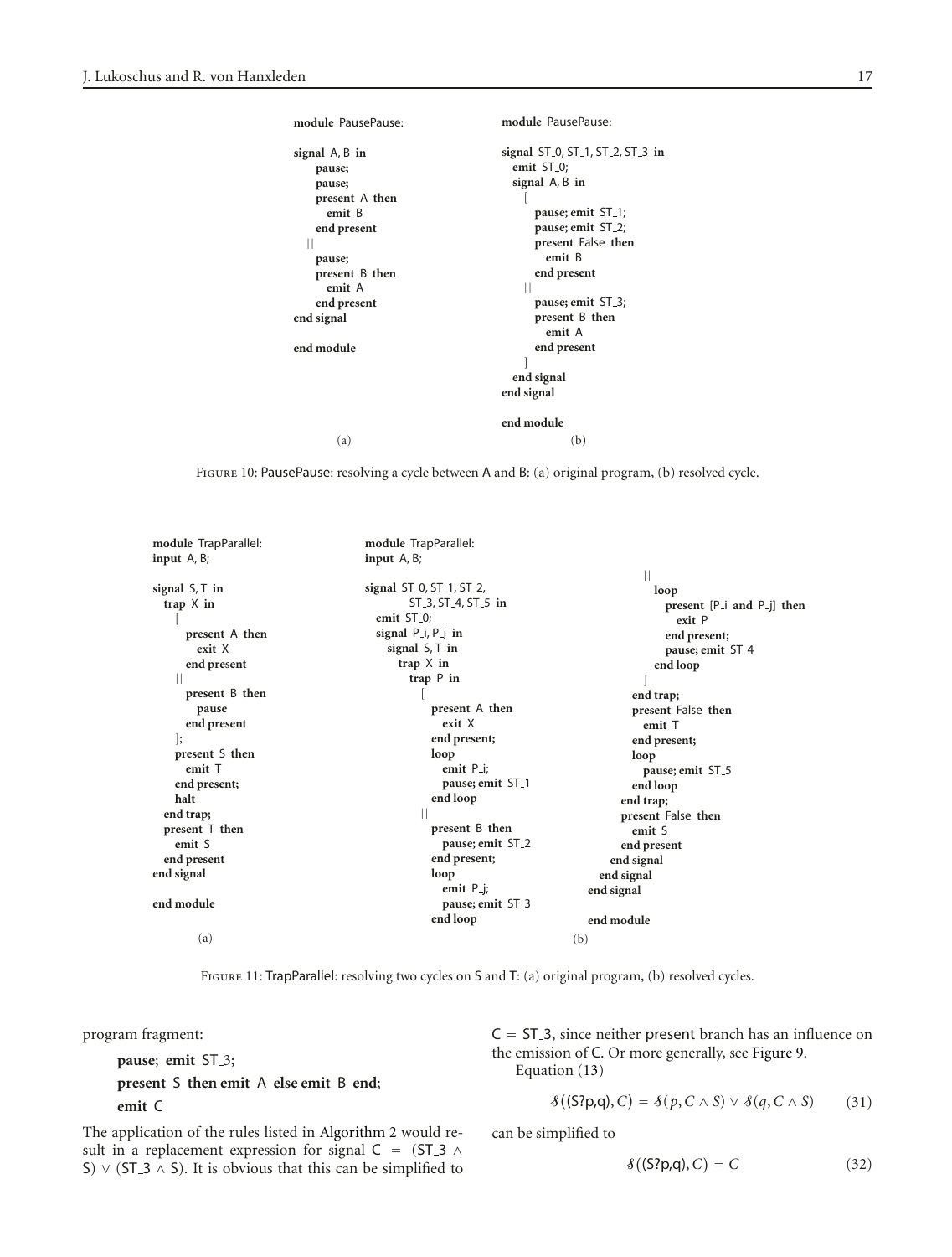```
module PausePause:

signal A, B in
    pause;
    pause;
    present A then
      emit B
    end present
  ||
    pause;
    present B then
      emit A
    end present
end signal

end module
```

(a)

```
module PausePause:

signal ST_0, ST_1, ST_2, ST_3 in
  emit ST_0;
  signal A, B in
    [
      pause; emit ST_1;
      pause; emit ST_2;
      present False then
        emit B
      end present
    ||
      pause; emit ST_3;
      present B then
        emit A
      end present
    ]
  end signal
end signal

end module
```

(b)

Figure 10: PausePause: resolving a cycle between A and B: (a) original program, (b) resolved cycle.

```
module TrapParallel:
input A, B;

signal S, T in
  trap X in
    [
      present A then
        exit X
      end present
    ||
      present B then
        pause
      end present
    ];
    present S then
      emit T
    end present;
    halt
  end trap;
  present T then
    emit S
  end present
end signal

end module
```

(a)

```
module TrapParallel:
input A, B;

signal ST_0, ST_1, ST_2,
       ST_3, ST_4, ST_5 in
  emit ST_0;
  signal P_i, P_j in
    signal S, T in
      trap X in
        trap P in
          [
            present A then
              exit X
            end present;
            loop
              emit P_i;
              pause; emit ST_1
            end loop
          ||
            present B then
              pause; emit ST_2
            end present;
            loop
              emit P_j;
              pause; emit ST_3
            end loop
          ||
            loop
              present [P_i and P_j] then
                exit P
              end present;
              pause; emit ST_4
            end loop
          ]
        end trap;
        present False then
          emit T
        end present;
        loop
          pause; emit ST_5
        end loop
      end trap;
      present False then
        emit S
      end present
    end signal
  end signal
end signal

end module
```

(b)

Figure 11: TrapParallel: resolving two cycles on S and T: (a) original program, (b) resolved cycles.

program fragment:

```
pause; emit ST_3;
present S then emit A else emit B end;
emit C
```

The application of the rules listed in Algorithm 2 would result in a replacement expression for signal $C = (ST\_3 \wedge S) \vee (ST\_3 \wedge \overline{S})$. It is obvious that this can be simplified to $C = ST\_3$, since neither present branch has an influence on the emission of C. Or more generally, see Figure 9.

Equation (13)

$$\mathcal{S}((S?p,q), C) = \mathcal{S}(p, C \wedge S) \vee \mathcal{S}(q, C \wedge \overline{S}) \tag{31}$$

can be simplified to

$$\mathcal{S}((S?p,q), C) = C \tag{32}$$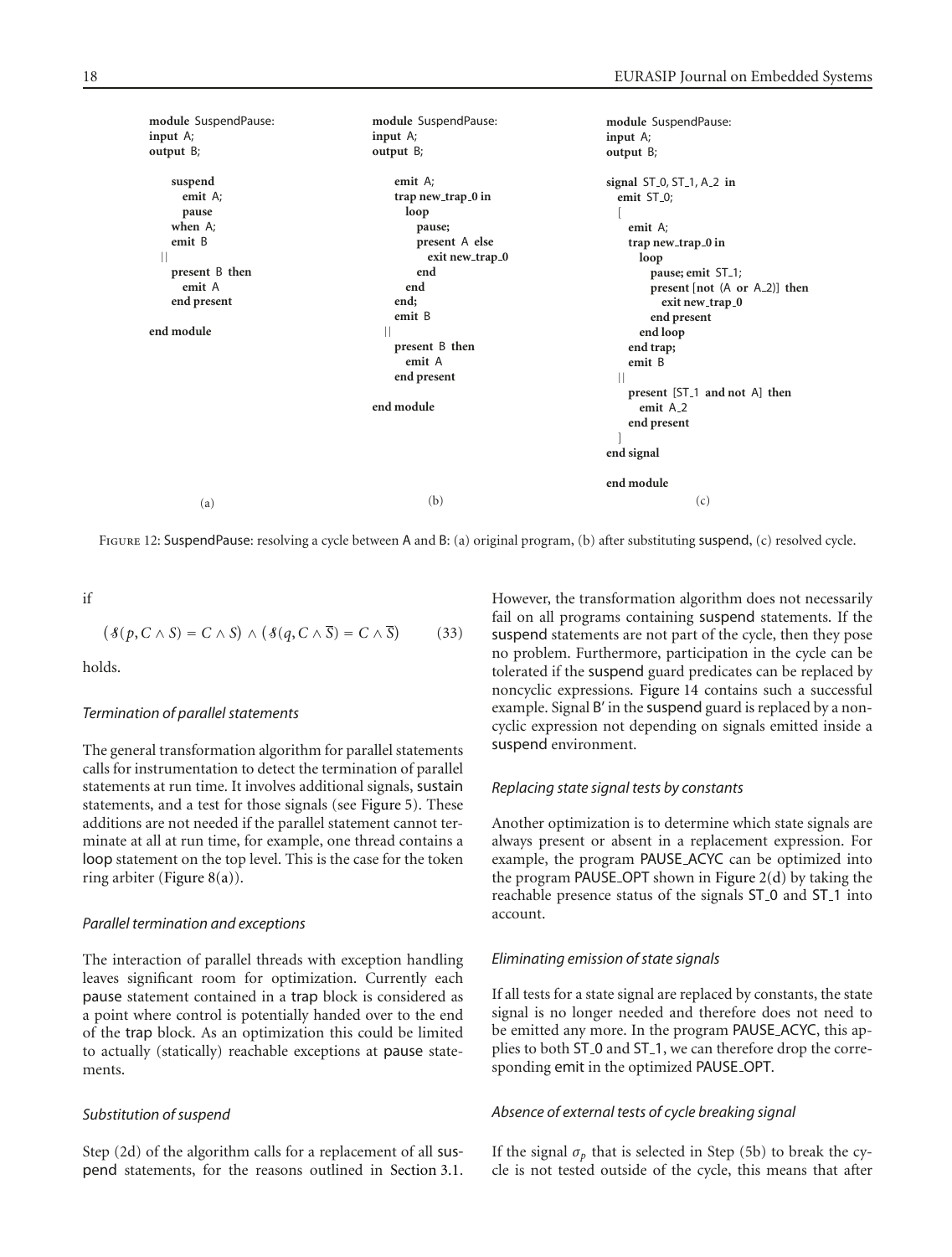```
module SuspendPause:
input A;
output B;

   suspend
      emit A;
      pause
   when A;
   emit B
 ||
   present B then
      emit A
   end present

end module
```

(a)

```
module SuspendPause:
input A;
output B;

   emit A;
   trap new_trap_0 in
      loop
         pause;
         present A else
            exit new_trap_0
         end
      end
   end;
   emit B
 ||
   present B then
      emit A
   end present

end module
```

(b)

```
module SuspendPause:
input A;
output B;

signal ST_0, ST_1, A_2 in
   emit ST_0;
   [
      emit A;
      trap new_trap_0 in
         loop
            pause; emit ST_1;
            present [not (A or A_2)] then
               exit new_trap_0
            end present
         end loop
      end trap;
      emit B
   ||
      present [ST_1 and not A] then
         emit A_2
      end present
   ]
end signal

end module
```

(c)

Figure 12: SuspendPause: resolving a cycle between A and B: (a) original program, (b) after substituting suspend, (c) resolved cycle.

if

$$(\mathcal{S}(p, C \wedge S) = C \wedge S) \wedge (\mathcal{S}(q, C \wedge \overline{S}) = C \wedge \overline{S}) \qquad (33)$$

holds.

### *Termination of parallel statements*

The general transformation algorithm for parallel statements calls for instrumentation to detect the termination of parallel statements at run time. It involves additional signals, sustain statements, and a test for those signals (see Figure 5). These additions are not needed if the parallel statement cannot terminate at all at run time, for example, one thread contains a loop statement on the top level. This is the case for the token ring arbiter (Figure 8(a)).

### *Parallel termination and exceptions*

The interaction of parallel threads with exception handling leaves significant room for optimization. Currently each pause statement contained in a trap block is considered as a point where control is potentially handed over to the end of the trap block. As an optimization this could be limited to actually (statically) reachable exceptions at pause statements.

### *Substitution of suspend*

Step (2d) of the algorithm calls for a replacement of all suspend statements, for the reasons outlined in Section 3.1. However, the transformation algorithm does not necessarily fail on all programs containing suspend statements. If the suspend statements are not part of the cycle, then they pose no problem. Furthermore, participation in the cycle can be tolerated if the suspend guard predicates can be replaced by noncyclic expressions. Figure 14 contains such a successful example. Signal B′ in the suspend guard is replaced by a noncyclic expression not depending on signals emitted inside a suspend environment.

### *Replacing state signal tests by constants*

Another optimization is to determine which state signals are always present or absent in a replacement expression. For example, the program PAUSE_ACYC can be optimized into the program PAUSE_OPT shown in Figure 2(d) by taking the reachable presence status of the signals ST_0 and ST_1 into account.

### *Eliminating emission of state signals*

If all tests for a state signal are replaced by constants, the state signal is no longer needed and therefore does not need to be emitted any more. In the program PAUSE_ACYC, this applies to both ST_0 and ST_1, we can therefore drop the corresponding emit in the optimized PAUSE_OPT.

### *Absence of external tests of cycle breaking signal*

If the signal $\sigma_p$ that is selected in Step (5b) to break the cycle is not tested outside of the cycle, this means that after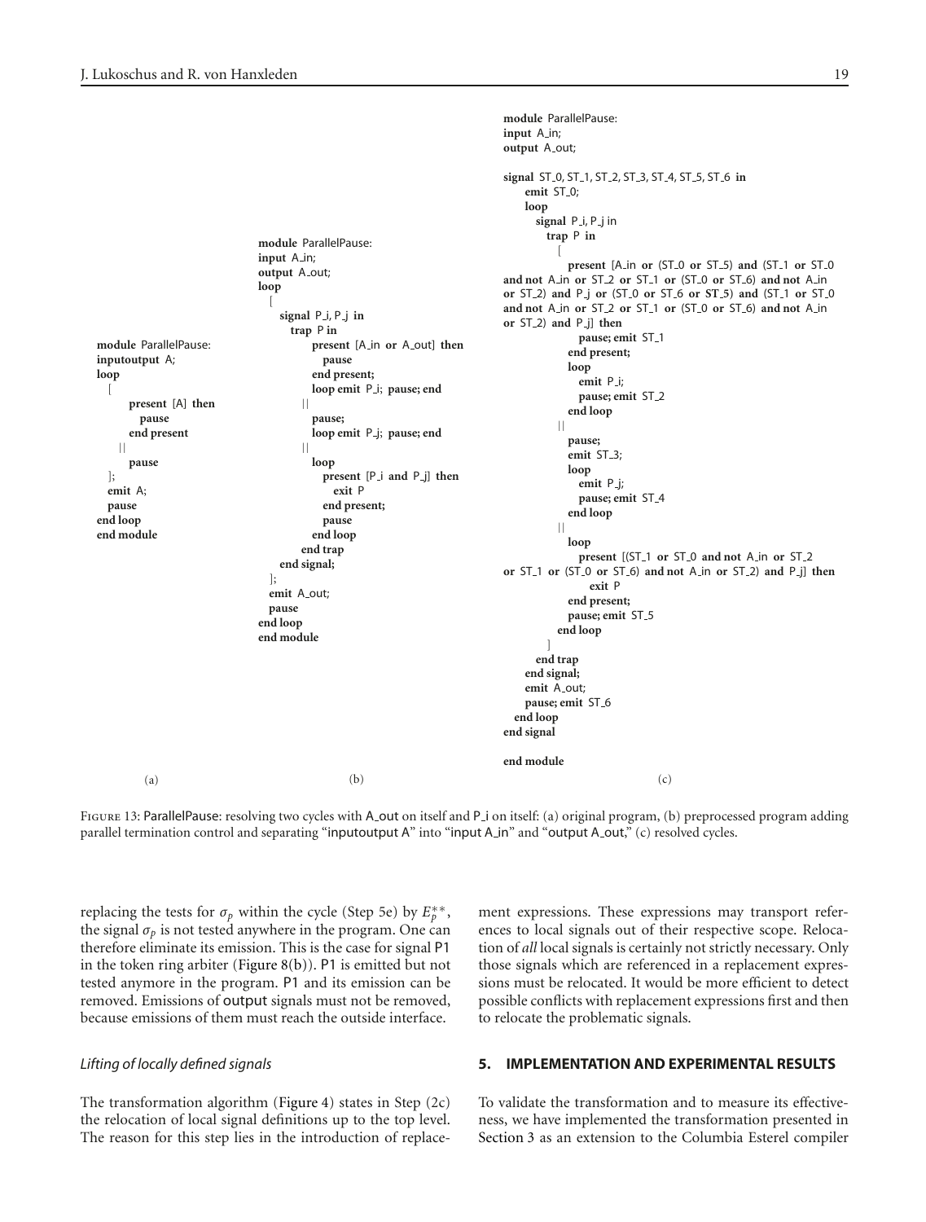(a)

```
module ParallelPause:
inputoutput A;
loop
  [
      present [A] then
         pause
      end present
    ||
      pause
  ];
  emit A;
  pause
end loop
end module
```

(b)

```
module ParallelPause:
input A_in;
output A_out;
loop
  [
    signal P_i, P_j in
      trap P in
          present [A_in or A_out] then
            pause
          end present;
          loop emit P_i; pause; end
        ||
          pause;
          loop emit P_j; pause; end
        ||
          loop
            present [P_i and P_j] then
              exit P
            end present;
            pause
          end loop
      end trap
    end signal;
  ];
  emit A_out;
  pause
end loop
end module
```

(c)

```
module ParallelPause:
input A_in;
output A_out;

signal ST_0, ST_1, ST_2, ST_3, ST_4, ST_5, ST_6 in
    emit ST_0;
    loop
      signal P_i, P_j in
        trap P in
          [
            present [A_in or (ST_0 or ST_5) and (ST_1 or ST_0
and not A_in or ST_2 or ST_1 or (ST_0 or ST_6) and not A_in
or ST_2) and P_j or (ST_0 or ST_6 or ST_5) and (ST_1 or ST_0
and not A_in or ST_2 or ST_1 or (ST_0 or ST_6) and not A_in
or ST_2) and P_j] then
              pause; emit ST_1
            end present;
            loop
              emit P_i;
              pause; emit ST_2
            end loop
          ||
            pause;
            emit ST_3;
            loop
              emit P_j;
              pause; emit ST_4
            end loop
          ||
            loop
              present [(ST_1 or ST_0 and not A_in or ST_2
or ST_1 or (ST_0 or ST_6) and not A_in or ST_2) and P_j] then
                exit P
              end present;
              pause; emit ST_5
            end loop
          ]
      end trap
    end signal;
    emit A_out;
    pause; emit ST_6
  end loop
end signal

end module
```

Figure 13: ParallelPause: resolving two cycles with A_out on itself and P_i on itself: (a) original program, (b) preprocessed program adding parallel termination control and separating "inputoutput A" into "input A_in" and "output A_out," (c) resolved cycles.

replacing the tests for $\sigma_p$ within the cycle (Step 5e) by $E_p^{**}$, the signal $\sigma_p$ is not tested anywhere in the program. One can therefore eliminate its emission. This is the case for signal P1 in the token ring arbiter (Figure 8(b)). P1 is emitted but not tested anymore in the program. P1 and its emission can be removed. Emissions of output signals must not be removed, because emissions of them must reach the outside interface.

*Lifting of locally defined signals*

The transformation algorithm (Figure 4) states in Step (2c) the relocation of local signal definitions up to the top level. The reason for this step lies in the introduction of replacement expressions. These expressions may transport references to local signals out of their respective scope. Relocation of *all* local signals is certainly not strictly necessary. Only those signals which are referenced in a replacement expressions must be relocated. It would be more efficient to detect possible conflicts with replacement expressions first and then to relocate the problematic signals.

## 5. IMPLEMENTATION AND EXPERIMENTAL RESULTS

To validate the transformation and to measure its effectiveness, we have implemented the transformation presented in Section 3 as an extension to the Columbia Esterel compiler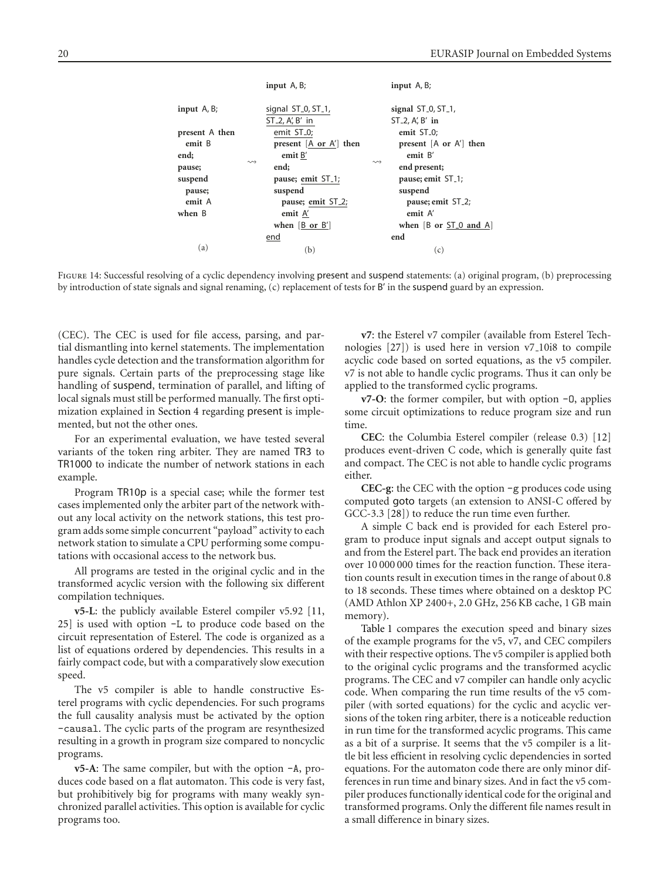```
                    input A, B;                      input A, B;

input A, B;         signal ST_0, ST_1,               signal ST_0, ST_1,
                    ST_2, A', B' in                  ST_2, A', B' in
present A then        emit ST_0;                       emit ST_0;
  emit B              present [A or A'] then           present [A or A'] then
end;          ⇝         emit B'              ⇝          emit B'
pause;                end;                             end present;
suspend               pause; emit ST_1;                pause; emit ST_1;
  pause;              suspend                          suspend
  emit A                pause; emit ST_2;                pause; emit ST_2;
when B                  emit A'                          emit A'
                      when [B or B']                   when [B or ST_0 and A]
                    end                              end

   (a)                     (b)                              (c)
```

Figure 14: Successful resolving of a cyclic dependency involving present and suspend statements: (a) original program, (b) preprocessing by introduction of state signals and signal renaming, (c) replacement of tests for B′ in the suspend guard by an expression.

(CEC). The CEC is used for file access, parsing, and partial dismantling into kernel statements. The implementation handles cycle detection and the transformation algorithm for pure signals. Certain parts of the preprocessing stage like handling of suspend, termination of parallel, and lifting of local signals must still be performed manually. The first optimization explained in Section 4 regarding present is implemented, but not the other ones.

For an experimental evaluation, we have tested several variants of the token ring arbiter. They are named TR3 to TR1000 to indicate the number of network stations in each example.

Program TR10p is a special case; while the former test cases implemented only the arbiter part of the network without any local activity on the network stations, this test program adds some simple concurrent "payload" activity to each network station to simulate a CPU performing some computations with occasional access to the network bus.

All programs are tested in the original cyclic and in the transformed acyclic version with the following six different compilation techniques.

**v5-L**: the publicly available Esterel compiler v5.92 [11, 25] is used with option -L to produce code based on the circuit representation of Esterel. The code is organized as a list of equations ordered by dependencies. This results in a fairly compact code, but with a comparatively slow execution speed.

The v5 compiler is able to handle constructive Esterel programs with cyclic dependencies. For such programs the full causality analysis must be activated by the option -causal. The cyclic parts of the program are resynthesized resulting in a growth in program size compared to noncyclic programs.

**v5-A**: The same compiler, but with the option -A, produces code based on a flat automaton. This code is very fast, but prohibitively big for programs with many weakly synchronized parallel activities. This option is available for cyclic programs too.

**v7**: the Esterel v7 compiler (available from Esterel Technologies [27]) is used here in version v7_10i8 to compile acyclic code based on sorted equations, as the v5 compiler. v7 is not able to handle cyclic programs. Thus it can only be applied to the transformed cyclic programs.

**v7-O**: the former compiler, but with option -O, applies some circuit optimizations to reduce program size and run time.

**CEC**: the Columbia Esterel compiler (release 0.3) [12] produces event-driven C code, which is generally quite fast and compact. The CEC is not able to handle cyclic programs either.

**CEC-g**: the CEC with the option -g produces code using computed goto targets (an extension to ANSI-C offered by GCC-3.3 [28]) to reduce the run time even further.

A simple C back end is provided for each Esterel program to produce input signals and accept output signals to and from the Esterel part. The back end provides an iteration over 10 000 000 times for the reaction function. These iteration counts result in execution times in the range of about 0.8 to 18 seconds. These times where obtained on a desktop PC (AMD Athlon XP 2400+, 2.0 GHz, 256 KB cache, 1 GB main memory).

Table 1 compares the execution speed and binary sizes of the example programs for the v5, v7, and CEC compilers with their respective options. The v5 compiler is applied both to the original cyclic programs and the transformed acyclic programs. The CEC and v7 compiler can handle only acyclic code. When comparing the run time results of the v5 compiler (with sorted equations) for the cyclic and acyclic versions of the token ring arbiter, there is a noticeable reduction in run time for the transformed acyclic programs. This came as a bit of a surprise. It seems that the v5 compiler is a little bit less efficient in resolving cyclic dependencies in sorted equations. For the automaton code there are only minor differences in run time and binary sizes. And in fact the v5 compiler produces functionally identical code for the original and transformed programs. Only the different file names result in a small difference in binary sizes.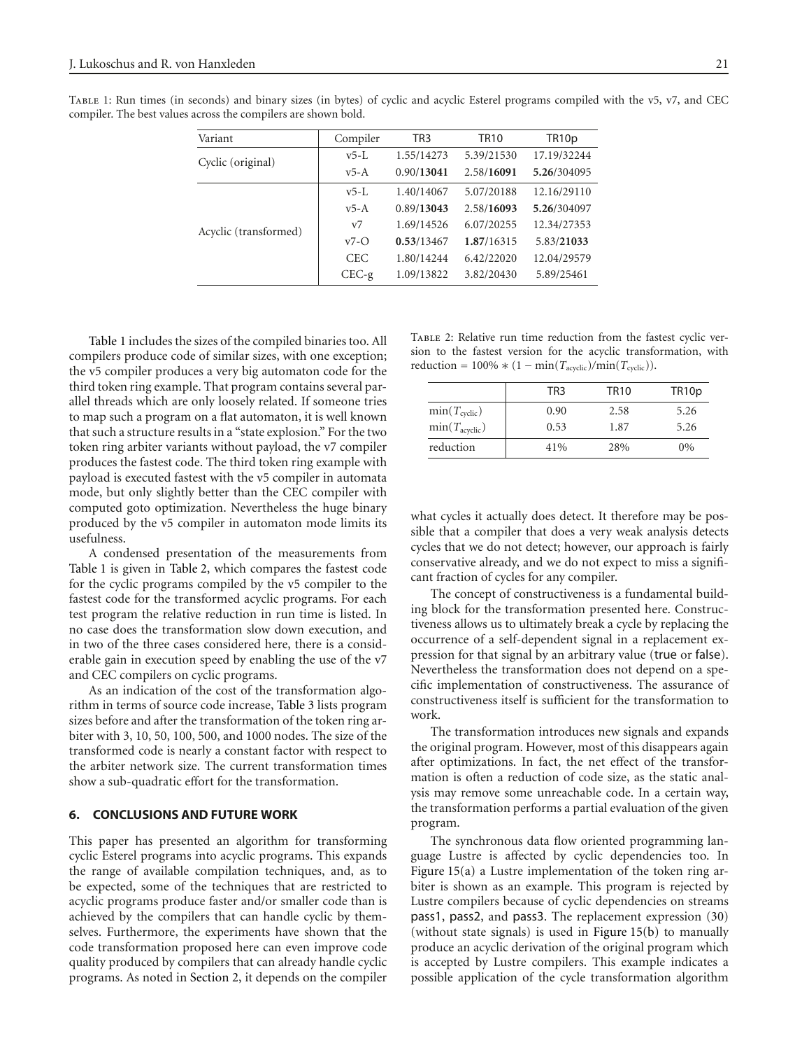Table 1: Run times (in seconds) and binary sizes (in bytes) of cyclic and acyclic Esterel programs compiled with the v5, v7, and CEC compiler. The best values across the compilers are shown bold.

| Variant | Compiler | TR3 | TR10 | TR10p |
|---|---|---|---|---|
| Cyclic (original) | v5-L | 1.55/14273 | 5.39/21530 | 17.19/32244 |
| | v5-A | 0.90/**13041** | 2.58/**16091** | **5.26**/304095 |
| Acyclic (transformed) | v5-L | 1.40/14067 | 5.07/20188 | 12.16/29110 |
| | v5-A | 0.89/**13043** | 2.58/**16093** | **5.26**/304097 |
| | v7 | 1.69/14526 | 6.07/20255 | 12.34/27353 |
| | v7-O | **0.53**/13467 | **1.87**/16315 | 5.83/**21033** |
| | CEC | 1.80/14244 | 6.42/22020 | 12.04/29579 |
| | CEC-g | 1.09/13822 | 3.82/20430 | 5.89/25461 |

Table 1 includes the sizes of the compiled binaries too. All compilers produce code of similar sizes, with one exception; the v5 compiler produces a very big automaton code for the third token ring example. That program contains several parallel threads which are only loosely related. If someone tries to map such a program on a flat automaton, it is well known that such a structure results in a "state explosion." For the two token ring arbiter variants without payload, the v7 compiler produces the fastest code. The third token ring example with payload is executed fastest with the v5 compiler in automata mode, but only slightly better than the CEC compiler with computed goto optimization. Nevertheless the huge binary produced by the v5 compiler in automaton mode limits its usefulness.

A condensed presentation of the measurements from Table 1 is given in Table 2, which compares the fastest code for the cyclic programs compiled by the v5 compiler to the fastest code for the transformed acyclic programs. For each test program the relative reduction in run time is listed. In no case does the transformation slow down execution, and in two of the three cases considered here, there is a considerable gain in execution speed by enabling the use of the v7 and CEC compilers on cyclic programs.

As an indication of the cost of the transformation algorithm in terms of source code increase, Table 3 lists program sizes before and after the transformation of the token ring arbiter with 3, 10, 50, 100, 500, and 1000 nodes. The size of the transformed code is nearly a constant factor with respect to the arbiter network size. The current transformation times show a sub-quadratic effort for the transformation.

## 6. CONCLUSIONS AND FUTURE WORK

This paper has presented an algorithm for transforming cyclic Esterel programs into acyclic programs. This expands the range of available compilation techniques, and, as to be expected, some of the techniques that are restricted to acyclic programs produce faster and/or smaller code than is achieved by the compilers that can handle cyclic by themselves. Furthermore, the experiments have shown that the code transformation proposed here can even improve code quality produced by compilers that can already handle cyclic programs. As noted in Section 2, it depends on the compiler what cycles it actually does detect. It therefore may be possible that a compiler that does a very weak analysis detects cycles that we do not detect; however, our approach is fairly conservative already, and we do not expect to miss a significant fraction of cycles for any compiler.

Table 2: Relative run time reduction from the fastest cyclic version to the fastest version for the acyclic transformation, with reduction = $100\% * (1 - \min(T_{\text{acyclic}})/\min(T_{\text{cyclic}}))$.

| | TR3 | TR10 | TR10p |
|---|---|---|---|
| $\min(T_{\text{cyclic}})$ | 0.90 | 2.58 | 5.26 |
| $\min(T_{\text{acyclic}})$ | 0.53 | 1.87 | 5.26 |
| reduction | 41% | 28% | 0% |

The concept of constructiveness is a fundamental building block for the transformation presented here. Constructiveness allows us to ultimately break a cycle by replacing the occurrence of a self-dependent signal in a replacement expression for that signal by an arbitrary value (true or false). Nevertheless the transformation does not depend on a specific implementation of constructiveness. The assurance of constructiveness itself is sufficient for the transformation to work.

The transformation introduces new signals and expands the original program. However, most of this disappears again after optimizations. In fact, the net effect of the transformation is often a reduction of code size, as the static analysis may remove some unreachable code. In a certain way, the transformation performs a partial evaluation of the given program.

The synchronous data flow oriented programming language Lustre is affected by cyclic dependencies too. In Figure 15(a) a Lustre implementation of the token ring arbiter is shown as an example. This program is rejected by Lustre compilers because of cyclic dependencies on streams pass1, pass2, and pass3. The replacement expression (30) (without state signals) is used in Figure 15(b) to manually produce an acyclic derivation of the original program which is accepted by Lustre compilers. This example indicates a possible application of the cycle transformation algorithm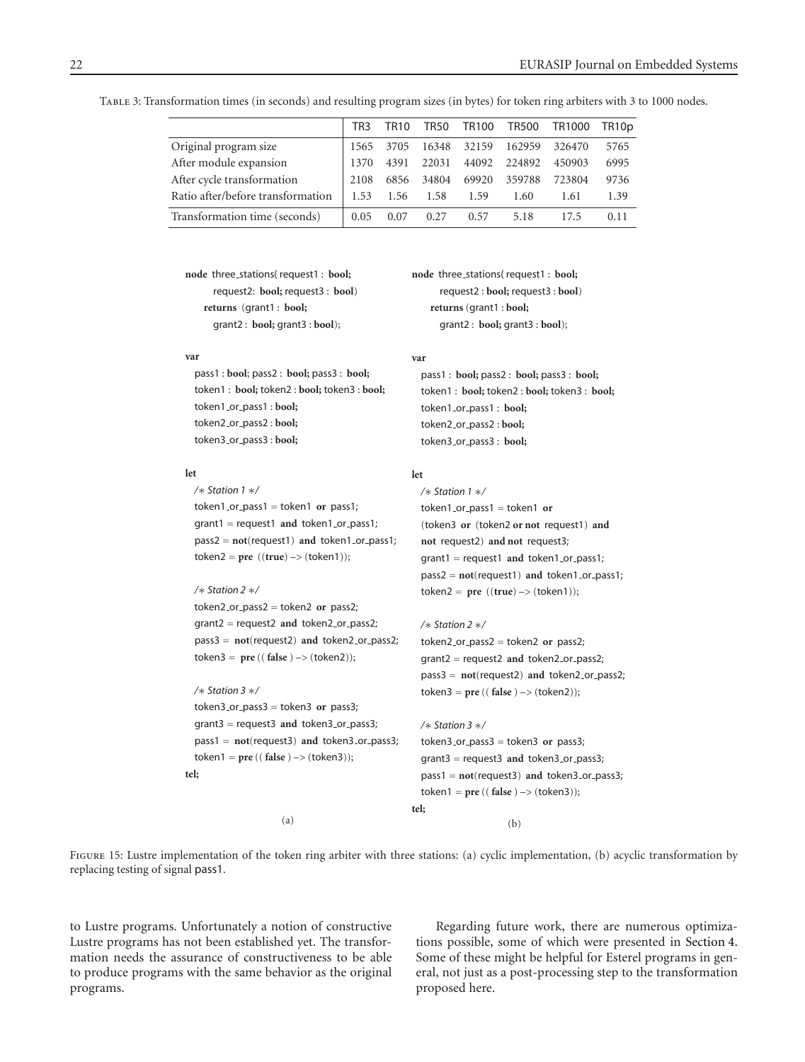Table 3: Transformation times (in seconds) and resulting program sizes (in bytes) for token ring arbiters with 3 to 1000 nodes.

| | TR3 | TR10 | TR50 | TR100 | TR500 | TR1000 | TR10p |
|---|---|---|---|---|---|---|---|
| Original program size | 1565 | 3705 | 16348 | 32159 | 162959 | 326470 | 5765 |
| After module expansion | 1370 | 4391 | 22031 | 44092 | 224892 | 450903 | 6995 |
| After cycle transformation | 2108 | 6856 | 34804 | 69920 | 359788 | 723804 | 9736 |
| Ratio after/before transformation | 1.53 | 1.56 | 1.58 | 1.59 | 1.60 | 1.61 | 1.39 |
| Transformation time (seconds) | 0.05 | 0.07 | 0.27 | 0.57 | 5.18 | 17.5 | 0.11 |

```
node three_stations( request1 : bool;
      request2: bool; request3 : bool)
   returns (grant1 : bool;
      grant2 : bool; grant3 : bool);

var
  pass1 : bool; pass2 : bool; pass3 : bool;
  token1 : bool; token2 : bool; token3 : bool;
  token1_or_pass1 : bool;
  token2_or_pass2 : bool;
  token3_or_pass3 : bool;

let
  /∗ Station 1 ∗/
  token1_or_pass1 = token1 or pass1;
  grant1 = request1 and token1_or_pass1;
  pass2 = not(request1) and token1_or_pass1;
  token2 = pre ((true) −> (token1));

  /∗ Station 2 ∗/
  token2_or_pass2 = token2 or pass2;
  grant2 = request2 and token2_or_pass2;
  pass3 = not(request2) and token2_or_pass2;
  token3 = pre (( false ) −> (token2));

  /∗ Station 3 ∗/
  token3_or_pass3 = token3 or pass3;
  grant3 = request3 and token3_or_pass3;
  pass1 = not(request3) and token3_or_pass3;
  token1 = pre (( false ) −> (token3));
tel;
```

(a)

```
node three_stations( request1 : bool;
      request2 : bool; request3 : bool)
   returns (grant1 : bool;
      grant2 : bool; grant3 : bool);

var
  pass1 : bool; pass2 : bool; pass3 : bool;
  token1 : bool; token2 : bool; token3 : bool;
  token1_or_pass1 : bool;
  token2_or_pass2 : bool;
  token3_or_pass3 : bool;

let
  /∗ Station 1 ∗/
  token1_or_pass1 = token1 or
  (token3 or (token2 or not request1) and
  not request2) and not request3;
  grant1 = request1 and token1_or_pass1;
  pass2 = not(request1) and token1_or_pass1;
  token2 = pre ((true) −> (token1));

  /∗ Station 2 ∗/
  token2_or_pass2 = token2 or pass2;
  grant2 = request2 and token2_or_pass2;
  pass3 = not(request2) and token2_or_pass2;
  token3 = pre (( false ) −> (token2));

  /∗ Station 3 ∗/
  token3_or_pass3 = token3 or pass3;
  grant3 = request3 and token3_or_pass3;
  pass1 = not(request3) and token3_or_pass3;
  token1 = pre (( false ) −> (token3));
tel;
```

(b)

Figure 15: Lustre implementation of the token ring arbiter with three stations: (a) cyclic implementation, (b) acyclic transformation by replacing testing of signal pass1.

to Lustre programs. Unfortunately a notion of constructive Lustre programs has not been established yet. The transformation needs the assurance of constructiveness to be able to produce programs with the same behavior as the original programs.

Regarding future work, there are numerous optimizations possible, some of which were presented in Section 4. Some of these might be helpful for Esterel programs in general, not just as a post-processing step to the transformation proposed here.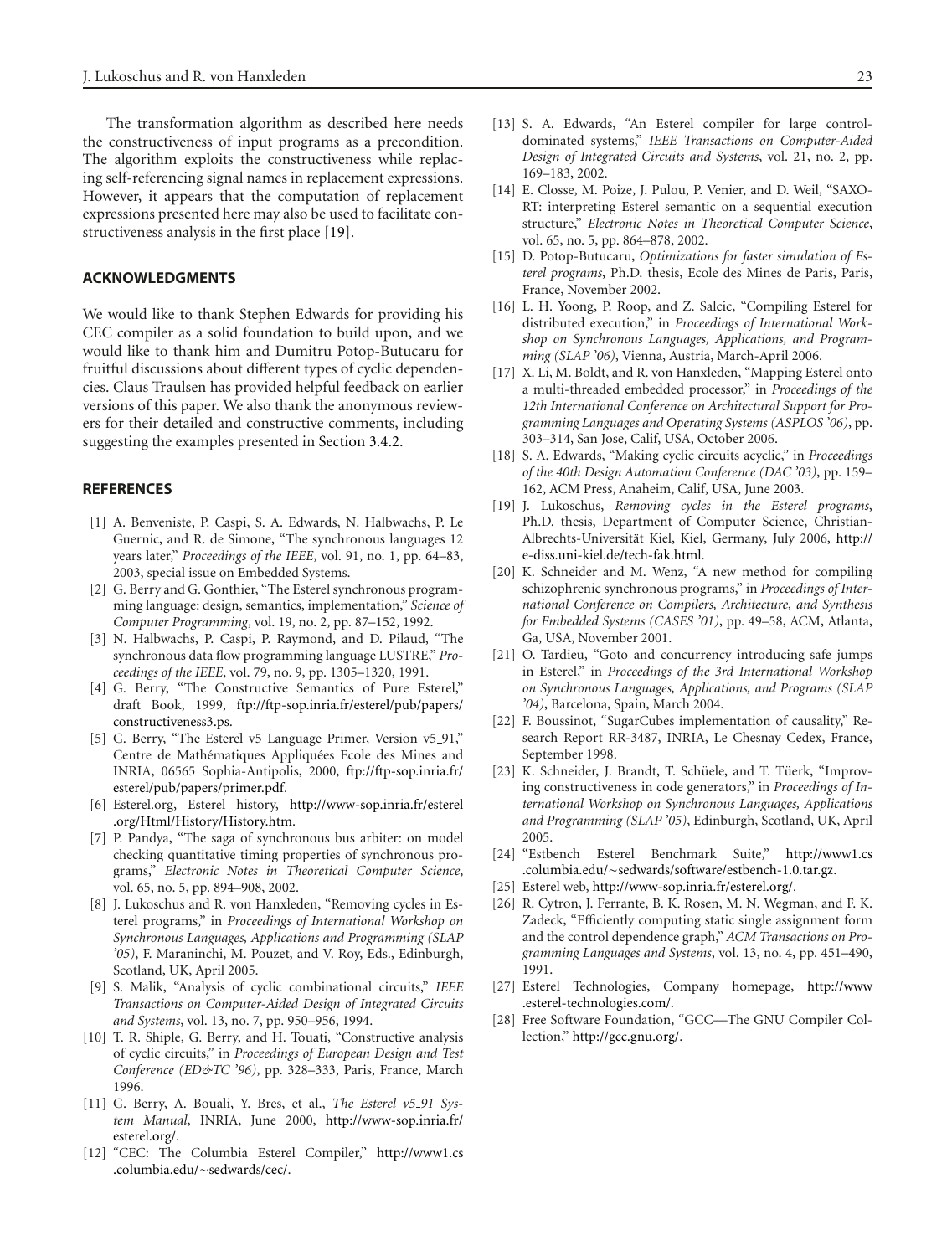The transformation algorithm as described here needs the constructiveness of input programs as a precondition. The algorithm exploits the constructiveness while replacing self-referencing signal names in replacement expressions. However, it appears that the computation of replacement expressions presented here may also be used to facilitate constructiveness analysis in the first place [19].

## ACKNOWLEDGMENTS

We would like to thank Stephen Edwards for providing his CEC compiler as a solid foundation to build upon, and we would like to thank him and Dumitru Potop-Butucaru for fruitful discussions about different types of cyclic dependencies. Claus Traulsen has provided helpful feedback on earlier versions of this paper. We also thank the anonymous reviewers for their detailed and constructive comments, including suggesting the examples presented in Section 3.4.2.

## REFERENCES

[1] A. Benveniste, P. Caspi, S. A. Edwards, N. Halbwachs, P. Le Guernic, and R. de Simone, "The synchronous languages 12 years later," *Proceedings of the IEEE*, vol. 91, no. 1, pp. 64–83, 2003, special issue on Embedded Systems.

[2] G. Berry and G. Gonthier, "The Esterel synchronous programming language: design, semantics, implementation," *Science of Computer Programming*, vol. 19, no. 2, pp. 87–152, 1992.

[3] N. Halbwachs, P. Caspi, P. Raymond, and D. Pilaud, "The synchronous data flow programming language LUSTRE," *Proceedings of the IEEE*, vol. 79, no. 9, pp. 1305–1320, 1991.

[4] G. Berry, "The Constructive Semantics of Pure Esterel," draft Book, 1999, ftp://ftp-sop.inria.fr/esterel/pub/papers/constructiveness3.ps.

[5] G. Berry, "The Esterel v5 Language Primer, Version v5_91," Centre de Mathématiques Appliquées Ecole des Mines and INRIA, 06565 Sophia-Antipolis, 2000, ftp://ftp-sop.inria.fr/esterel/pub/papers/primer.pdf.

[6] Esterel.org, Esterel history, http://www-sop.inria.fr/esterel.org/Html/History/History.htm.

[7] P. Pandya, "The saga of synchronous bus arbiter: on model checking quantitative timing properties of synchronous programs," *Electronic Notes in Theoretical Computer Science*, vol. 65, no. 5, pp. 894–908, 2002.

[8] J. Lukoschus and R. von Hanxleden, "Removing cycles in Esterel programs," in *Proceedings of International Workshop on Synchronous Languages, Applications and Programming (SLAP '05)*, F. Maraninchi, M. Pouzet, and V. Roy, Eds., Edinburgh, Scotland, UK, April 2005.

[9] S. Malik, "Analysis of cyclic combinational circuits," *IEEE Transactions on Computer-Aided Design of Integrated Circuits and Systems*, vol. 13, no. 7, pp. 950–956, 1994.

[10] T. R. Shiple, G. Berry, and H. Touati, "Constructive analysis of cyclic circuits," in *Proceedings of European Design and Test Conference (ED&TC '96)*, pp. 328–333, Paris, France, March 1996.

[11] G. Berry, A. Bouali, Y. Bres, et al., *The Esterel v5_91 System Manual*, INRIA, June 2000, http://www-sop.inria.fr/esterel.org/.

[12] "CEC: The Columbia Esterel Compiler," http://www1.cs.columbia.edu/~sedwards/cec/.

[13] S. A. Edwards, "An Esterel compiler for large control-dominated systems," *IEEE Transactions on Computer-Aided Design of Integrated Circuits and Systems*, vol. 21, no. 2, pp. 169–183, 2002.

[14] E. Closse, M. Poize, J. Pulou, P. Venier, and D. Weil, "SAXO-RT: interpreting Esterel semantic on a sequential execution structure," *Electronic Notes in Theoretical Computer Science*, vol. 65, no. 5, pp. 864–878, 2002.

[15] D. Potop-Butucaru, *Optimizations for faster simulation of Esterel programs*, Ph.D. thesis, Ecole des Mines de Paris, Paris, France, November 2002.

[16] L. H. Yoong, P. Roop, and Z. Salcic, "Compiling Esterel for distributed execution," in *Proceedings of International Workshop on Synchronous Languages, Applications, and Programming (SLAP '06)*, Vienna, Austria, March-April 2006.

[17] X. Li, M. Boldt, and R. von Hanxleden, "Mapping Esterel onto a multi-threaded embedded processor," in *Proceedings of the 12th International Conference on Architectural Support for Programming Languages and Operating Systems (ASPLOS '06)*, pp. 303–314, San Jose, Calif, USA, October 2006.

[18] S. A. Edwards, "Making cyclic circuits acyclic," in *Proceedings of the 40th Design Automation Conference (DAC '03)*, pp. 159–162, ACM Press, Anaheim, Calif, USA, June 2003.

[19] J. Lukoschus, *Removing cycles in the Esterel programs*, Ph.D. thesis, Department of Computer Science, Christian-Albrechts-Universität Kiel, Kiel, Germany, July 2006, http://e-diss.uni-kiel.de/tech-fak.html.

[20] K. Schneider and M. Wenz, "A new method for compiling schizophrenic synchronous programs," in *Proceedings of International Conference on Compilers, Architecture, and Synthesis for Embedded Systems (CASES '01)*, pp. 49–58, ACM, Atlanta, Ga, USA, November 2001.

[21] O. Tardieu, "Goto and concurrency introducing safe jumps in Esterel," in *Proceedings of the 3rd International Workshop on Synchronous Languages, Applications, and Programs (SLAP '04)*, Barcelona, Spain, March 2004.

[22] F. Boussinot, "SugarCubes implementation of causality," Research Report RR-3487, INRIA, Le Chesnay Cedex, France, September 1998.

[23] K. Schneider, J. Brandt, T. Schüele, and T. Tüerk, "Improving constructiveness in code generators," in *Proceedings of International Workshop on Synchronous Languages, Applications and Programming (SLAP '05)*, Edinburgh, Scotland, UK, April 2005.

[24] "Estbench Esterel Benchmark Suite," http://www1.cs.columbia.edu/~sedwards/software/estbench-1.0.tar.gz.

[25] Esterel web, http://www-sop.inria.fr/esterel.org/.

[26] R. Cytron, J. Ferrante, B. K. Rosen, M. N. Wegman, and F. K. Zadeck, "Efficiently computing static single assignment form and the control dependence graph," *ACM Transactions on Programming Languages and Systems*, vol. 13, no. 4, pp. 451–490, 1991.

[27] Esterel Technologies, Company homepage, http://www.esterel-technologies.com/.

[28] Free Software Foundation, "GCC—The GNU Compiler Collection," http://gcc.gnu.org/.